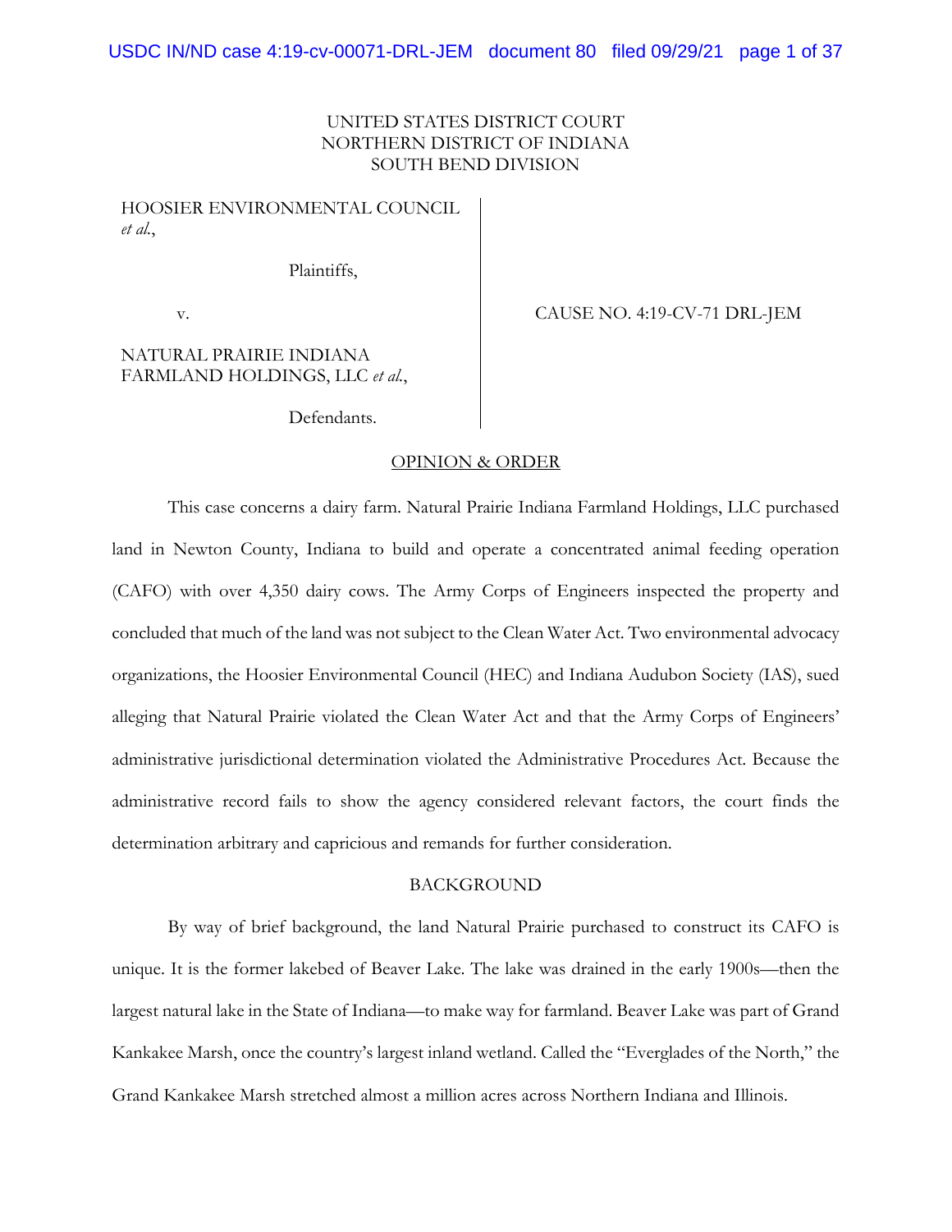UNITED STATES DISTRICT COURT
NORTHERN DISTRICT OF INDIANA
SOUTH BEND DIVISION

HOOSIER ENVIRONMENTAL COUNCIL *et al.*,

Plaintiffs,

v.

NATURAL PRAIRIE INDIANA FARMLAND HOLDINGS, LLC *et al.*,

Defendants.

CAUSE NO. 4:19-CV-71 DRL-JEM

## OPINION & ORDER

This case concerns a dairy farm. Natural Prairie Indiana Farmland Holdings, LLC purchased land in Newton County, Indiana to build and operate a concentrated animal feeding operation (CAFO) with over 4,350 dairy cows. The Army Corps of Engineers inspected the property and concluded that much of the land was not subject to the Clean Water Act. Two environmental advocacy organizations, the Hoosier Environmental Council (HEC) and Indiana Audubon Society (IAS), sued alleging that Natural Prairie violated the Clean Water Act and that the Army Corps of Engineers' administrative jurisdictional determination violated the Administrative Procedures Act. Because the administrative record fails to show the agency considered relevant factors, the court finds the determination arbitrary and capricious and remands for further consideration.

## BACKGROUND

By way of brief background, the land Natural Prairie purchased to construct its CAFO is unique. It is the former lakebed of Beaver Lake. The lake was drained in the early 1900s—then the largest natural lake in the State of Indiana—to make way for farmland. Beaver Lake was part of Grand Kankakee Marsh, once the country's largest inland wetland. Called the "Everglades of the North," the Grand Kankakee Marsh stretched almost a million acres across Northern Indiana and Illinois.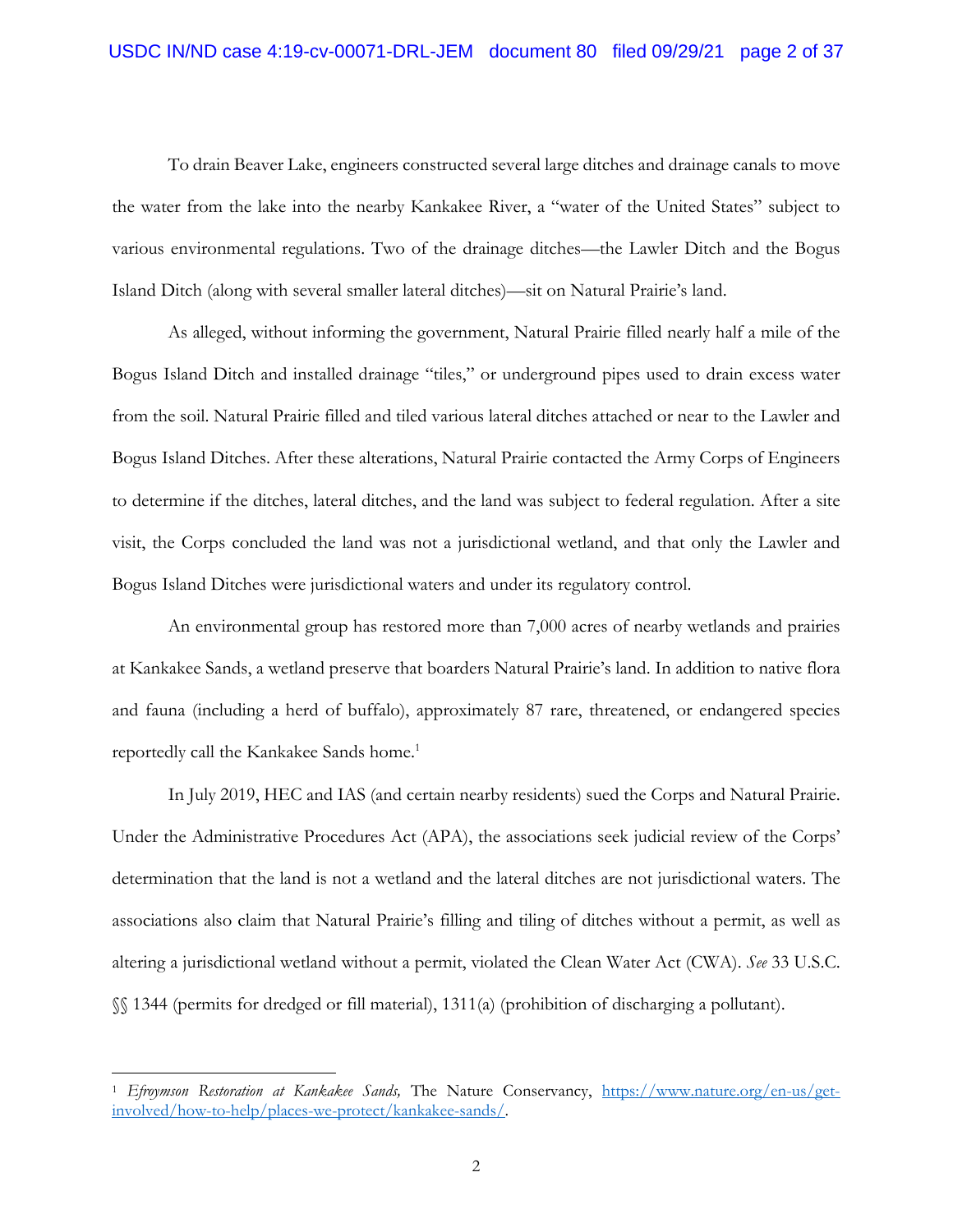To drain Beaver Lake, engineers constructed several large ditches and drainage canals to move the water from the lake into the nearby Kankakee River, a "water of the United States" subject to various environmental regulations. Two of the drainage ditches—the Lawler Ditch and the Bogus Island Ditch (along with several smaller lateral ditches)—sit on Natural Prairie's land.

As alleged, without informing the government, Natural Prairie filled nearly half a mile of the Bogus Island Ditch and installed drainage "tiles," or underground pipes used to drain excess water from the soil. Natural Prairie filled and tiled various lateral ditches attached or near to the Lawler and Bogus Island Ditches. After these alterations, Natural Prairie contacted the Army Corps of Engineers to determine if the ditches, lateral ditches, and the land was subject to federal regulation. After a site visit, the Corps concluded the land was not a jurisdictional wetland, and that only the Lawler and Bogus Island Ditches were jurisdictional waters and under its regulatory control.

An environmental group has restored more than 7,000 acres of nearby wetlands and prairies at Kankakee Sands, a wetland preserve that boarders Natural Prairie's land. In addition to native flora and fauna (including a herd of buffalo), approximately 87 rare, threatened, or endangered species reportedly call the Kankakee Sands home.[1]

In July 2019, HEC and IAS (and certain nearby residents) sued the Corps and Natural Prairie. Under the Administrative Procedures Act (APA), the associations seek judicial review of the Corps' determination that the land is not a wetland and the lateral ditches are not jurisdictional waters. The associations also claim that Natural Prairie's filling and tiling of ditches without a permit, as well as altering a jurisdictional wetland without a permit, violated the Clean Water Act (CWA). *See* 33 U.S.C. §§ 1344 (permits for dredged or fill material), 1311(a) (prohibition of discharging a pollutant).

---

[1] *Efroymson Restoration at Kankakee Sands,* The Nature Conservancy, https://www.nature.org/en-us/get-involved/how-to-help/places-we-protect/kankakee-sands/.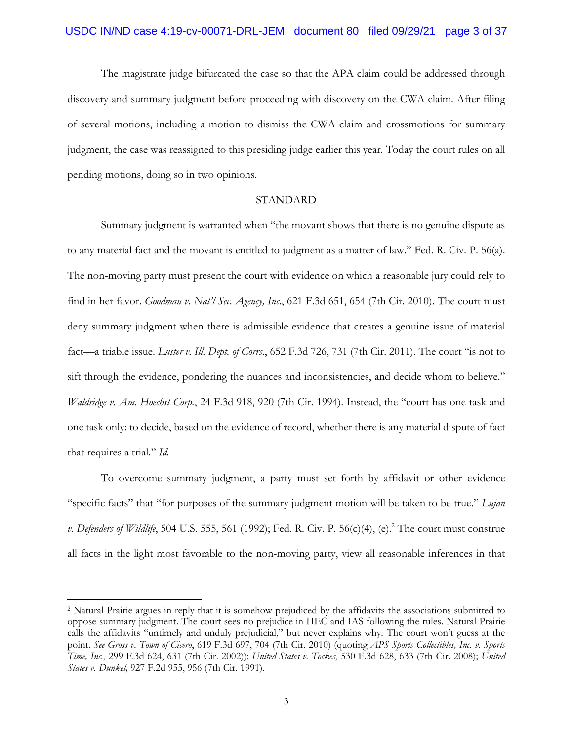The magistrate judge bifurcated the case so that the APA claim could be addressed through discovery and summary judgment before proceeding with discovery on the CWA claim. After filing of several motions, including a motion to dismiss the CWA claim and crossmotions for summary judgment, the case was reassigned to this presiding judge earlier this year. Today the court rules on all pending motions, doing so in two opinions.

## STANDARD

Summary judgment is warranted when "the movant shows that there is no genuine dispute as to any material fact and the movant is entitled to judgment as a matter of law." Fed. R. Civ. P. 56(a). The non-moving party must present the court with evidence on which a reasonable jury could rely to find in her favor. *Goodman v. Nat'l Sec. Agency, Inc.*, 621 F.3d 651, 654 (7th Cir. 2010). The court must deny summary judgment when there is admissible evidence that creates a genuine issue of material fact—a triable issue. *Luster v. Ill. Dept. of Corrs.*, 652 F.3d 726, 731 (7th Cir. 2011). The court "is not to sift through the evidence, pondering the nuances and inconsistencies, and decide whom to believe." *Waldridge v. Am. Hoechst Corp.*, 24 F.3d 918, 920 (7th Cir. 1994). Instead, the "court has one task and one task only: to decide, based on the evidence of record, whether there is any material dispute of fact that requires a trial." *Id.*

To overcome summary judgment, a party must set forth by affidavit or other evidence "specific facts" that "for purposes of the summary judgment motion will be taken to be true." *Lujan v. Defenders of Wildlife*, 504 U.S. 555, 561 (1992); Fed. R. Civ. P. 56(c)(4), (e).[2] The court must construe all facts in the light most favorable to the non-moving party, view all reasonable inferences in that

---

[2] Natural Prairie argues in reply that it is somehow prejudiced by the affidavits the associations submitted to oppose summary judgment. The court sees no prejudice in HEC and IAS following the rules. Natural Prairie calls the affidavits "untimely and unduly prejudicial," but never explains why. The court won't guess at the point. *See Gross v. Town of Cicero*, 619 F.3d 697, 704 (7th Cir. 2010) (quoting *APS Sports Collectibles, Inc. v. Sports Time, Inc.*, 299 F.3d 624, 631 (7th Cir. 2002)); *United States v. Tockes*, 530 F.3d 628, 633 (7th Cir. 2008); *United States v. Dunkel,* 927 F.2d 955, 956 (7th Cir. 1991).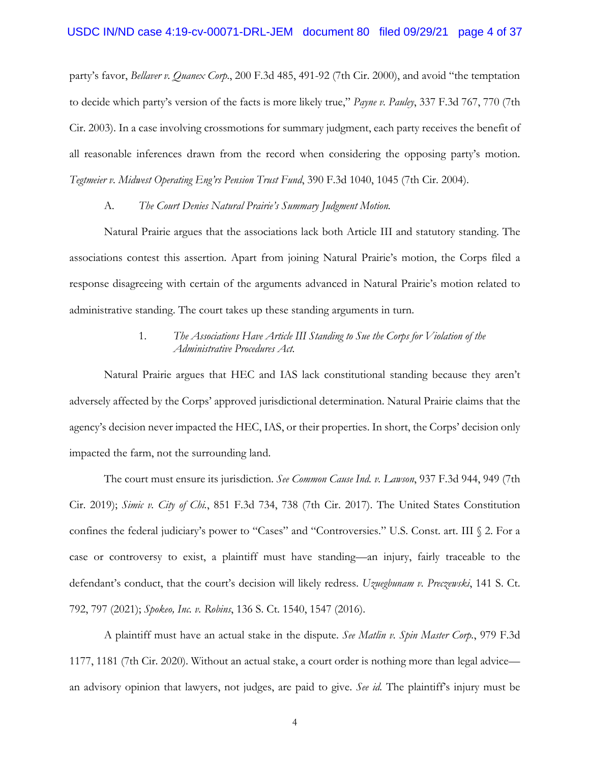party's favor, *Bellaver v. Quanex Corp.*, 200 F.3d 485, 491-92 (7th Cir. 2000), and avoid "the temptation to decide which party's version of the facts is more likely true," *Payne v. Pauley*, 337 F.3d 767, 770 (7th Cir. 2003). In a case involving crossmotions for summary judgment, each party receives the benefit of all reasonable inferences drawn from the record when considering the opposing party's motion. *Tegtmeier v. Midwest Operating Eng'rs Pension Trust Fund*, 390 F.3d 1040, 1045 (7th Cir. 2004).

### A. *The Court Denies Natural Prairie's Summary Judgment Motion.*

Natural Prairie argues that the associations lack both Article III and statutory standing. The associations contest this assertion. Apart from joining Natural Prairie's motion, the Corps filed a response disagreeing with certain of the arguments advanced in Natural Prairie's motion related to administrative standing. The court takes up these standing arguments in turn.

#### 1. *The Associations Have Article III Standing to Sue the Corps for Violation of the Administrative Procedures Act.*

Natural Prairie argues that HEC and IAS lack constitutional standing because they aren't adversely affected by the Corps' approved jurisdictional determination. Natural Prairie claims that the agency's decision never impacted the HEC, IAS, or their properties. In short, the Corps' decision only impacted the farm, not the surrounding land.

The court must ensure its jurisdiction. *See Common Cause Ind. v. Lawson*, 937 F.3d 944, 949 (7th Cir. 2019); *Simic v. City of Chi.*, 851 F.3d 734, 738 (7th Cir. 2017). The United States Constitution confines the federal judiciary's power to "Cases" and "Controversies." U.S. Const. art. III § 2. For a case or controversy to exist, a plaintiff must have standing—an injury, fairly traceable to the defendant's conduct, that the court's decision will likely redress. *Uzuegbunam v. Preczewski*, 141 S. Ct. 792, 797 (2021); *Spokeo, Inc. v. Robins*, 136 S. Ct. 1540, 1547 (2016).

A plaintiff must have an actual stake in the dispute. *See Matlin v. Spin Master Corp.*, 979 F.3d 1177, 1181 (7th Cir. 2020). Without an actual stake, a court order is nothing more than legal advice—an advisory opinion that lawyers, not judges, are paid to give. *See id.* The plaintiff's injury must be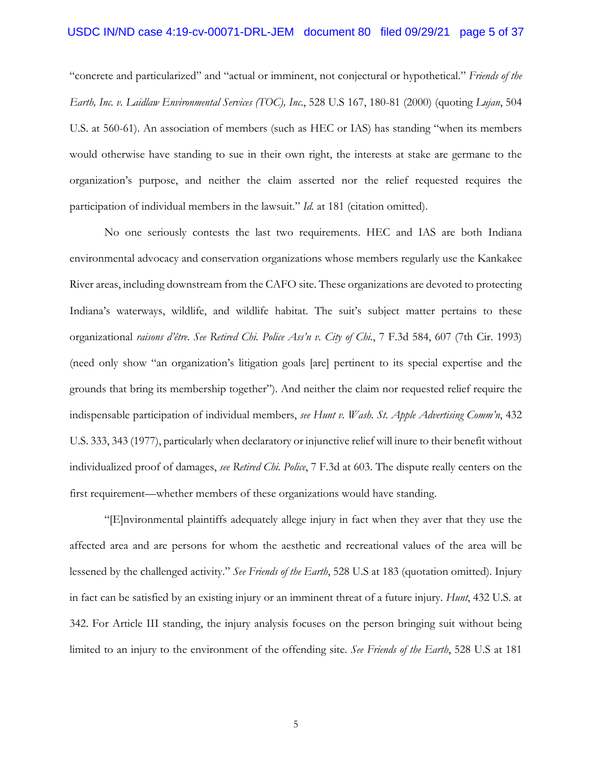"concrete and particularized" and "actual or imminent, not conjectural or hypothetical." *Friends of the Earth, Inc. v. Laidlaw Environmental Services (TOC), Inc.*, 528 U.S 167, 180-81 (2000) (quoting *Lujan*, 504 U.S. at 560-61). An association of members (such as HEC or IAS) has standing "when its members would otherwise have standing to sue in their own right, the interests at stake are germane to the organization's purpose, and neither the claim asserted nor the relief requested requires the participation of individual members in the lawsuit." *Id.* at 181 (citation omitted).

No one seriously contests the last two requirements. HEC and IAS are both Indiana environmental advocacy and conservation organizations whose members regularly use the Kankakee River areas, including downstream from the CAFO site. These organizations are devoted to protecting Indiana's waterways, wildlife, and wildlife habitat. The suit's subject matter pertains to these organizational *raisons d'être*. *See Retired Chi. Police Ass'n v. City of Chi.*, 7 F.3d 584, 607 (7th Cir. 1993) (need only show "an organization's litigation goals [are] pertinent to its special expertise and the grounds that bring its membership together"). And neither the claim nor requested relief require the indispensable participation of individual members, *see Hunt v. Wash. St. Apple Advertising Comm'n*, 432 U.S. 333, 343 (1977), particularly when declaratory or injunctive relief will inure to their benefit without individualized proof of damages, *see Retired Chi. Police*, 7 F.3d at 603. The dispute really centers on the first requirement—whether members of these organizations would have standing.

"[E]nvironmental plaintiffs adequately allege injury in fact when they aver that they use the affected area and are persons for whom the aesthetic and recreational values of the area will be lessened by the challenged activity." *See Friends of the Earth*, 528 U.S at 183 (quotation omitted). Injury in fact can be satisfied by an existing injury or an imminent threat of a future injury. *Hunt*, 432 U.S. at 342. For Article III standing, the injury analysis focuses on the person bringing suit without being limited to an injury to the environment of the offending site. *See Friends of the Earth*, 528 U.S at 181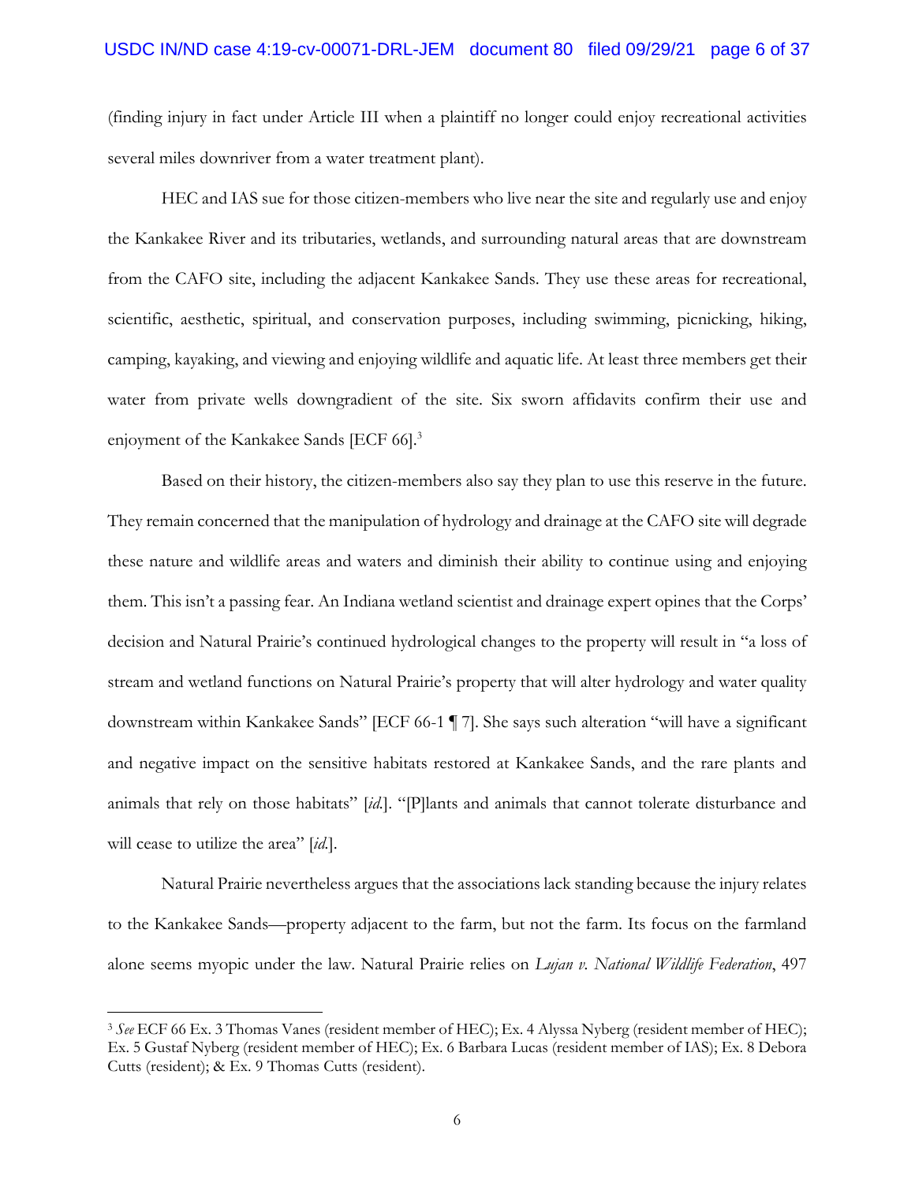(finding injury in fact under Article III when a plaintiff no longer could enjoy recreational activities several miles downriver from a water treatment plant).

HEC and IAS sue for those citizen-members who live near the site and regularly use and enjoy the Kankakee River and its tributaries, wetlands, and surrounding natural areas that are downstream from the CAFO site, including the adjacent Kankakee Sands. They use these areas for recreational, scientific, aesthetic, spiritual, and conservation purposes, including swimming, picnicking, hiking, camping, kayaking, and viewing and enjoying wildlife and aquatic life. At least three members get their water from private wells downgradient of the site. Six sworn affidavits confirm their use and enjoyment of the Kankakee Sands [ECF 66].[3]

Based on their history, the citizen-members also say they plan to use this reserve in the future. They remain concerned that the manipulation of hydrology and drainage at the CAFO site will degrade these nature and wildlife areas and waters and diminish their ability to continue using and enjoying them. This isn't a passing fear. An Indiana wetland scientist and drainage expert opines that the Corps' decision and Natural Prairie's continued hydrological changes to the property will result in "a loss of stream and wetland functions on Natural Prairie's property that will alter hydrology and water quality downstream within Kankakee Sands" [ECF 66-1 ¶ 7]. She says such alteration "will have a significant and negative impact on the sensitive habitats restored at Kankakee Sands, and the rare plants and animals that rely on those habitats" [*id.*]. "[P]lants and animals that cannot tolerate disturbance and will cease to utilize the area" [*id.*].

Natural Prairie nevertheless argues that the associations lack standing because the injury relates to the Kankakee Sands—property adjacent to the farm, but not the farm. Its focus on the farmland alone seems myopic under the law. Natural Prairie relies on *Lujan v. National Wildlife Federation*, 497

---

[3] *See* ECF 66 Ex. 3 Thomas Vanes (resident member of HEC); Ex. 4 Alyssa Nyberg (resident member of HEC); Ex. 5 Gustaf Nyberg (resident member of HEC); Ex. 6 Barbara Lucas (resident member of IAS); Ex. 8 Debora Cutts (resident); & Ex. 9 Thomas Cutts (resident).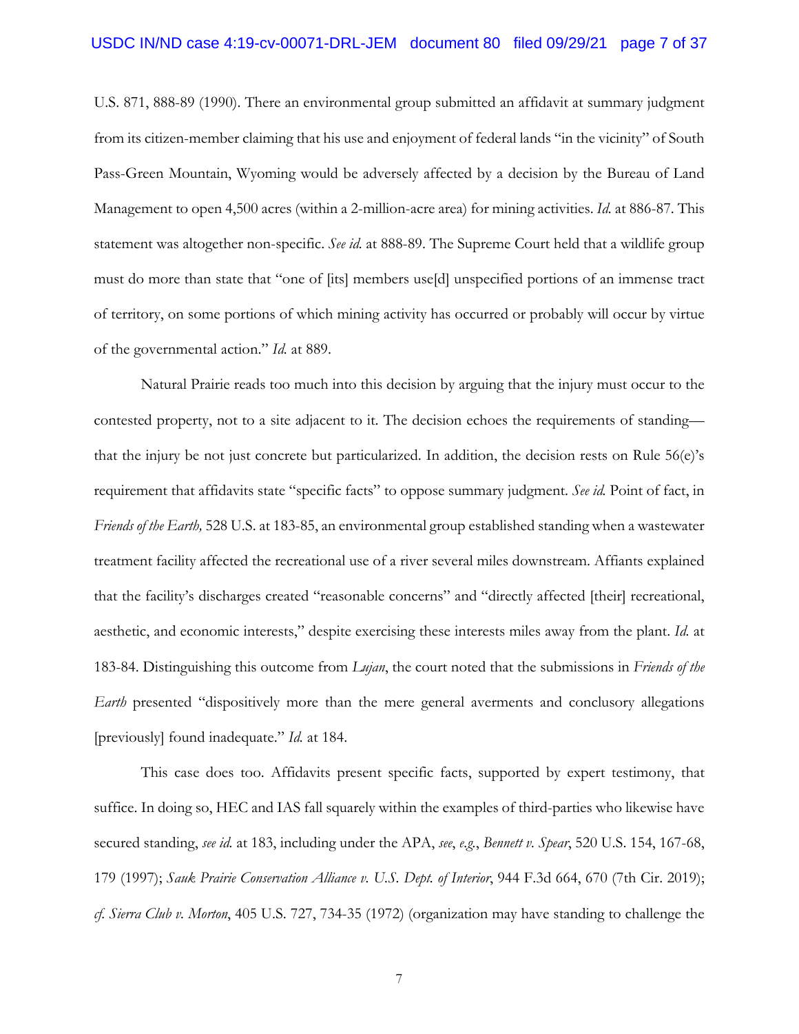U.S. 871, 888-89 (1990). There an environmental group submitted an affidavit at summary judgment from its citizen-member claiming that his use and enjoyment of federal lands "in the vicinity" of South Pass-Green Mountain, Wyoming would be adversely affected by a decision by the Bureau of Land Management to open 4,500 acres (within a 2-million-acre area) for mining activities. *Id.* at 886-87. This statement was altogether non-specific. *See id.* at 888-89. The Supreme Court held that a wildlife group must do more than state that "one of [its] members use[d] unspecified portions of an immense tract of territory, on some portions of which mining activity has occurred or probably will occur by virtue of the governmental action." *Id.* at 889.

Natural Prairie reads too much into this decision by arguing that the injury must occur to the contested property, not to a site adjacent to it. The decision echoes the requirements of standing—that the injury be not just concrete but particularized. In addition, the decision rests on Rule 56(e)'s requirement that affidavits state "specific facts" to oppose summary judgment. *See id.* Point of fact, in *Friends of the Earth,* 528 U.S. at 183-85, an environmental group established standing when a wastewater treatment facility affected the recreational use of a river several miles downstream. Affiants explained that the facility's discharges created "reasonable concerns" and "directly affected [their] recreational, aesthetic, and economic interests," despite exercising these interests miles away from the plant. *Id.* at 183-84. Distinguishing this outcome from *Lujan*, the court noted that the submissions in *Friends of the Earth* presented "dispositively more than the mere general averments and conclusory allegations [previously] found inadequate." *Id.* at 184.

This case does too. Affidavits present specific facts, supported by expert testimony, that suffice. In doing so, HEC and IAS fall squarely within the examples of third-parties who likewise have secured standing, *see id.* at 183, including under the APA, *see*, *e.g.*, *Bennett v. Spear*, 520 U.S. 154, 167-68, 179 (1997); *Sauk Prairie Conservation Alliance v. U.S. Dept. of Interior*, 944 F.3d 664, 670 (7th Cir. 2019); *cf. Sierra Club v. Morton*, 405 U.S. 727, 734-35 (1972) (organization may have standing to challenge the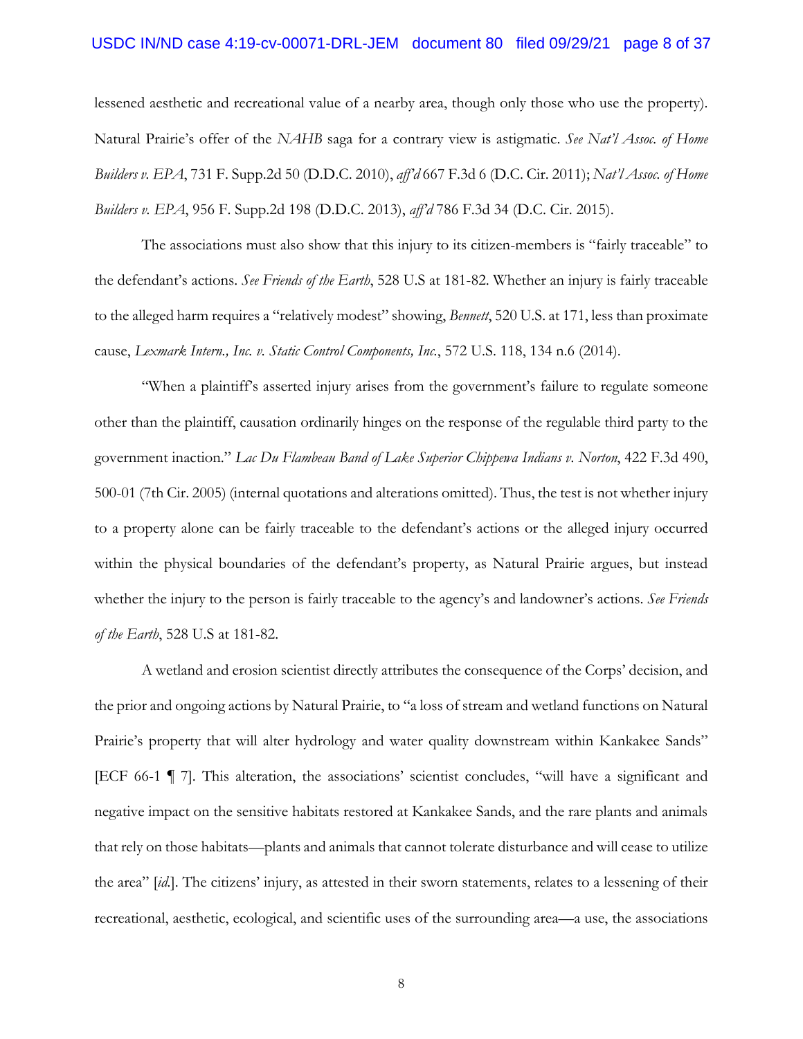lessened aesthetic and recreational value of a nearby area, though only those who use the property). Natural Prairie's offer of the *NAHB* saga for a contrary view is astigmatic. *See Nat'l Assoc. of Home Builders v. EPA*, 731 F. Supp.2d 50 (D.D.C. 2010), *aff'd* 667 F.3d 6 (D.C. Cir. 2011); *Nat'l Assoc. of Home Builders v. EPA*, 956 F. Supp.2d 198 (D.D.C. 2013), *aff'd* 786 F.3d 34 (D.C. Cir. 2015).

The associations must also show that this injury to its citizen-members is "fairly traceable" to the defendant's actions. *See Friends of the Earth*, 528 U.S at 181-82. Whether an injury is fairly traceable to the alleged harm requires a "relatively modest" showing, *Bennett*, 520 U.S. at 171, less than proximate cause, *Lexmark Intern., Inc. v. Static Control Components, Inc.*, 572 U.S. 118, 134 n.6 (2014).

"When a plaintiff's asserted injury arises from the government's failure to regulate someone other than the plaintiff, causation ordinarily hinges on the response of the regulable third party to the government inaction." *Lac Du Flambeau Band of Lake Superior Chippewa Indians v. Norton*, 422 F.3d 490, 500-01 (7th Cir. 2005) (internal quotations and alterations omitted). Thus, the test is not whether injury to a property alone can be fairly traceable to the defendant's actions or the alleged injury occurred within the physical boundaries of the defendant's property, as Natural Prairie argues, but instead whether the injury to the person is fairly traceable to the agency's and landowner's actions. *See Friends of the Earth*, 528 U.S at 181-82.

A wetland and erosion scientist directly attributes the consequence of the Corps' decision, and the prior and ongoing actions by Natural Prairie, to "a loss of stream and wetland functions on Natural Prairie's property that will alter hydrology and water quality downstream within Kankakee Sands" [ECF 66-1 ¶ 7]. This alteration, the associations' scientist concludes, "will have a significant and negative impact on the sensitive habitats restored at Kankakee Sands, and the rare plants and animals that rely on those habitats—plants and animals that cannot tolerate disturbance and will cease to utilize the area" [*id.*]. The citizens' injury, as attested in their sworn statements, relates to a lessening of their recreational, aesthetic, ecological, and scientific uses of the surrounding area—a use, the associations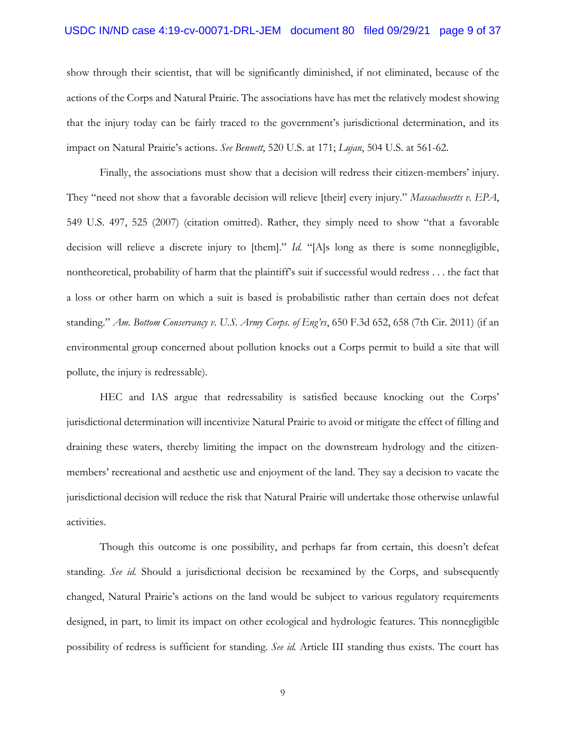show through their scientist, that will be significantly diminished, if not eliminated, because of the actions of the Corps and Natural Prairie. The associations have has met the relatively modest showing that the injury today can be fairly traced to the government's jurisdictional determination, and its impact on Natural Prairie's actions. *See Bennett*, 520 U.S. at 171; *Lujan*, 504 U.S. at 561-62.

Finally, the associations must show that a decision will redress their citizen-members' injury. They "need not show that a favorable decision will relieve [their] every injury." *Massachusetts v. EPA*, 549 U.S. 497, 525 (2007) (citation omitted). Rather, they simply need to show "that a favorable decision will relieve a discrete injury to [them]." *Id.* "[A]s long as there is some nonnegligible, nontheoretical, probability of harm that the plaintiff's suit if successful would redress . . . the fact that a loss or other harm on which a suit is based is probabilistic rather than certain does not defeat standing." *Am. Bottom Conservancy v. U.S. Army Corps. of Eng'rs*, 650 F.3d 652, 658 (7th Cir. 2011) (if an environmental group concerned about pollution knocks out a Corps permit to build a site that will pollute, the injury is redressable).

HEC and IAS argue that redressability is satisfied because knocking out the Corps' jurisdictional determination will incentivize Natural Prairie to avoid or mitigate the effect of filling and draining these waters, thereby limiting the impact on the downstream hydrology and the citizen-members' recreational and aesthetic use and enjoyment of the land. They say a decision to vacate the jurisdictional decision will reduce the risk that Natural Prairie will undertake those otherwise unlawful activities.

Though this outcome is one possibility, and perhaps far from certain, this doesn't defeat standing. *See id.* Should a jurisdictional decision be reexamined by the Corps, and subsequently changed, Natural Prairie's actions on the land would be subject to various regulatory requirements designed, in part, to limit its impact on other ecological and hydrologic features. This nonnegligible possibility of redress is sufficient for standing. *See id.* Article III standing thus exists. The court has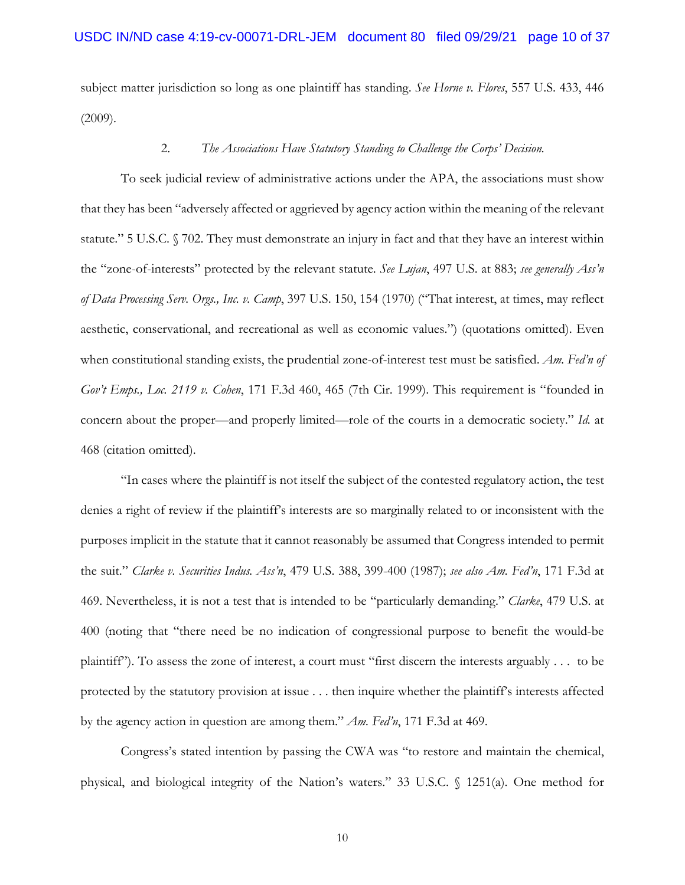subject matter jurisdiction so long as one plaintiff has standing. *See Horne v. Flores*, 557 U.S. 433, 446 (2009).

### 2. *The Associations Have Statutory Standing to Challenge the Corps' Decision.*

To seek judicial review of administrative actions under the APA, the associations must show that they has been "adversely affected or aggrieved by agency action within the meaning of the relevant statute." 5 U.S.C. § 702. They must demonstrate an injury in fact and that they have an interest within the "zone-of-interests" protected by the relevant statute. *See Lujan*, 497 U.S. at 883; *see generally Ass'n of Data Processing Serv. Orgs., Inc. v. Camp*, 397 U.S. 150, 154 (1970) ("That interest, at times, may reflect aesthetic, conservational, and recreational as well as economic values.") (quotations omitted). Even when constitutional standing exists, the prudential zone-of-interest test must be satisfied. *Am. Fed'n of Gov't Emps., Loc. 2119 v. Cohen*, 171 F.3d 460, 465 (7th Cir. 1999). This requirement is "founded in concern about the proper—and properly limited—role of the courts in a democratic society." *Id.* at 468 (citation omitted).

"In cases where the plaintiff is not itself the subject of the contested regulatory action, the test denies a right of review if the plaintiff's interests are so marginally related to or inconsistent with the purposes implicit in the statute that it cannot reasonably be assumed that Congress intended to permit the suit." *Clarke v. Securities Indus. Ass'n*, 479 U.S. 388, 399-400 (1987); *see also Am. Fed'n*, 171 F.3d at 469. Nevertheless, it is not a test that is intended to be "particularly demanding." *Clarke*, 479 U.S. at 400 (noting that "there need be no indication of congressional purpose to benefit the would-be plaintiff"). To assess the zone of interest, a court must "first discern the interests arguably . . . to be protected by the statutory provision at issue . . . then inquire whether the plaintiff's interests affected by the agency action in question are among them." *Am. Fed'n*, 171 F.3d at 469.

Congress's stated intention by passing the CWA was "to restore and maintain the chemical, physical, and biological integrity of the Nation's waters." 33 U.S.C. § 1251(a). One method for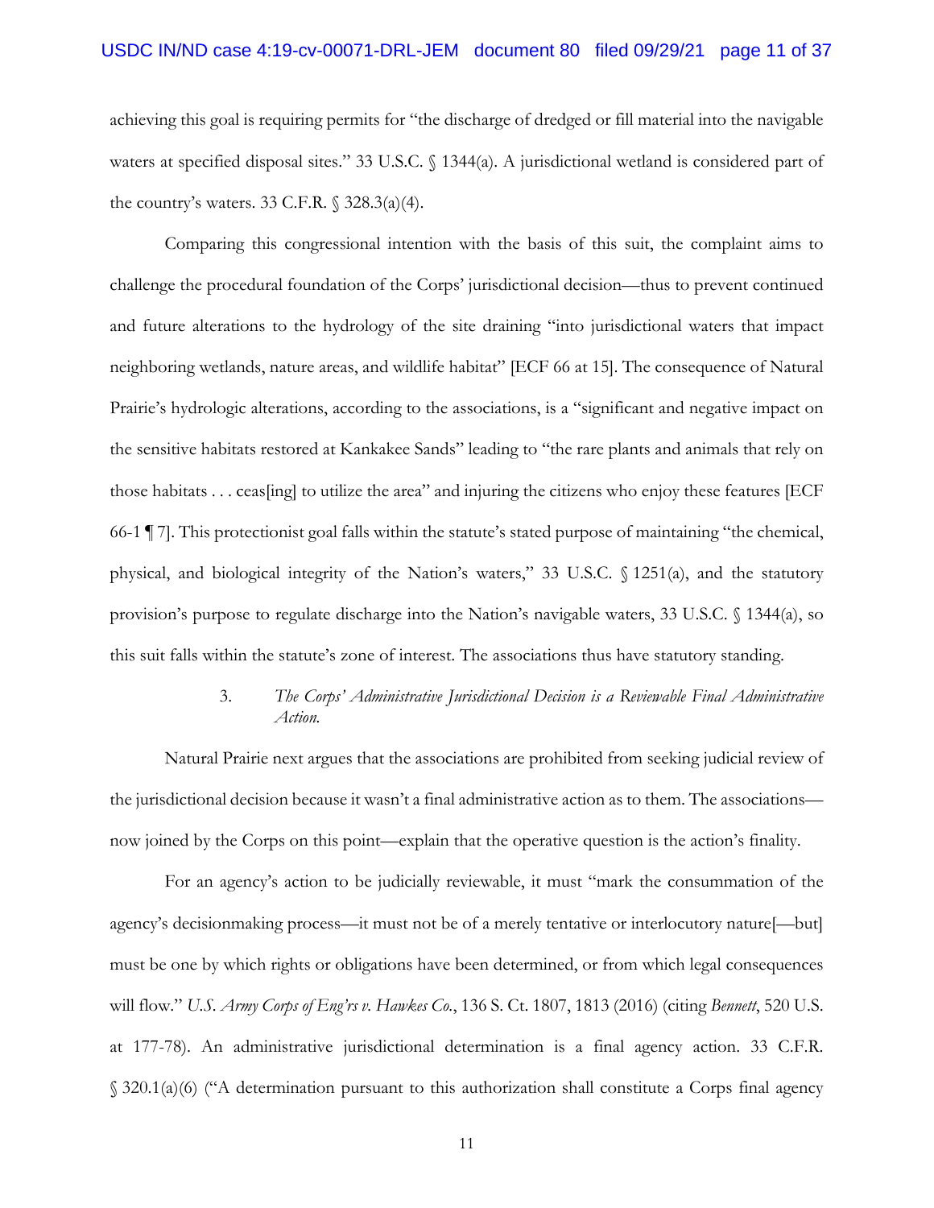achieving this goal is requiring permits for "the discharge of dredged or fill material into the navigable waters at specified disposal sites." 33 U.S.C. § 1344(a). A jurisdictional wetland is considered part of the country's waters. 33 C.F.R. § 328.3(a)(4).

Comparing this congressional intention with the basis of this suit, the complaint aims to challenge the procedural foundation of the Corps' jurisdictional decision—thus to prevent continued and future alterations to the hydrology of the site draining "into jurisdictional waters that impact neighboring wetlands, nature areas, and wildlife habitat" [ECF 66 at 15]. The consequence of Natural Prairie's hydrologic alterations, according to the associations, is a "significant and negative impact on the sensitive habitats restored at Kankakee Sands" leading to "the rare plants and animals that rely on those habitats . . . ceas[ing] to utilize the area" and injuring the citizens who enjoy these features [ECF 66-1 ¶ 7]. This protectionist goal falls within the statute's stated purpose of maintaining "the chemical, physical, and biological integrity of the Nation's waters," 33 U.S.C. § 1251(a), and the statutory provision's purpose to regulate discharge into the Nation's navigable waters, 33 U.S.C. § 1344(a), so this suit falls within the statute's zone of interest. The associations thus have statutory standing.

### 3. *The Corps' Administrative Jurisdictional Decision is a Reviewable Final Administrative Action.*

Natural Prairie next argues that the associations are prohibited from seeking judicial review of the jurisdictional decision because it wasn't a final administrative action as to them. The associations—now joined by the Corps on this point—explain that the operative question is the action's finality.

For an agency's action to be judicially reviewable, it must "mark the consummation of the agency's decisionmaking process—it must not be of a merely tentative or interlocutory nature[—but] must be one by which rights or obligations have been determined, or from which legal consequences will flow." *U.S. Army Corps of Eng'rs v. Hawkes Co.*, 136 S. Ct. 1807, 1813 (2016) (citing *Bennett*, 520 U.S. at 177-78). An administrative jurisdictional determination is a final agency action. 33 C.F.R. § 320.1(a)(6) ("A determination pursuant to this authorization shall constitute a Corps final agency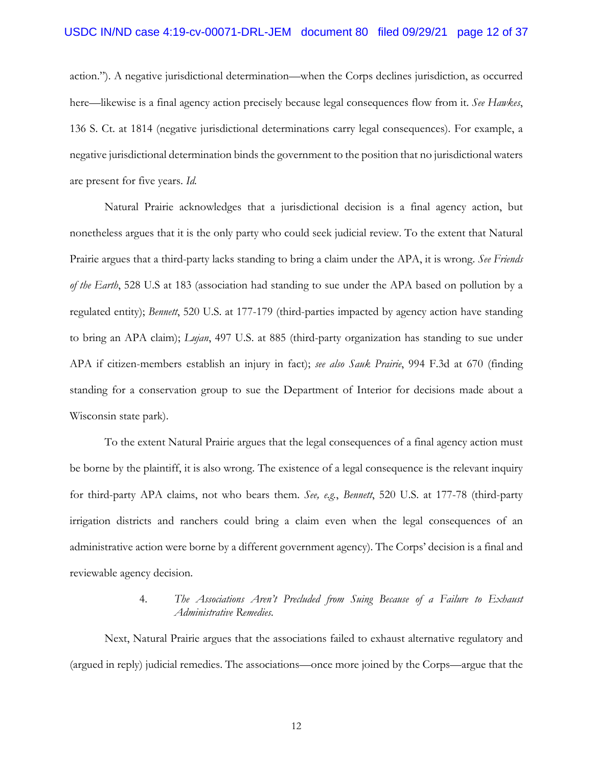action."). A negative jurisdictional determination—when the Corps declines jurisdiction, as occurred here—likewise is a final agency action precisely because legal consequences flow from it. *See Hawkes*, 136 S. Ct. at 1814 (negative jurisdictional determinations carry legal consequences). For example, a negative jurisdictional determination binds the government to the position that no jurisdictional waters are present for five years. *Id.*

Natural Prairie acknowledges that a jurisdictional decision is a final agency action, but nonetheless argues that it is the only party who could seek judicial review. To the extent that Natural Prairie argues that a third-party lacks standing to bring a claim under the APA, it is wrong. *See Friends of the Earth*, 528 U.S at 183 (association had standing to sue under the APA based on pollution by a regulated entity); *Bennett*, 520 U.S. at 177-179 (third-parties impacted by agency action have standing to bring an APA claim); *Lujan*, 497 U.S. at 885 (third-party organization has standing to sue under APA if citizen-members establish an injury in fact); *see also Sauk Prairie*, 994 F.3d at 670 (finding standing for a conservation group to sue the Department of Interior for decisions made about a Wisconsin state park).

To the extent Natural Prairie argues that the legal consequences of a final agency action must be borne by the plaintiff, it is also wrong. The existence of a legal consequence is the relevant inquiry for third-party APA claims, not who bears them. *See, e.g.*, *Bennett*, 520 U.S. at 177-78 (third-party irrigation districts and ranchers could bring a claim even when the legal consequences of an administrative action were borne by a different government agency). The Corps' decision is a final and reviewable agency decision.

4. *The Associations Aren't Precluded from Suing Because of a Failure to Exhaust Administrative Remedies.*

Next, Natural Prairie argues that the associations failed to exhaust alternative regulatory and (argued in reply) judicial remedies. The associations—once more joined by the Corps—argue that the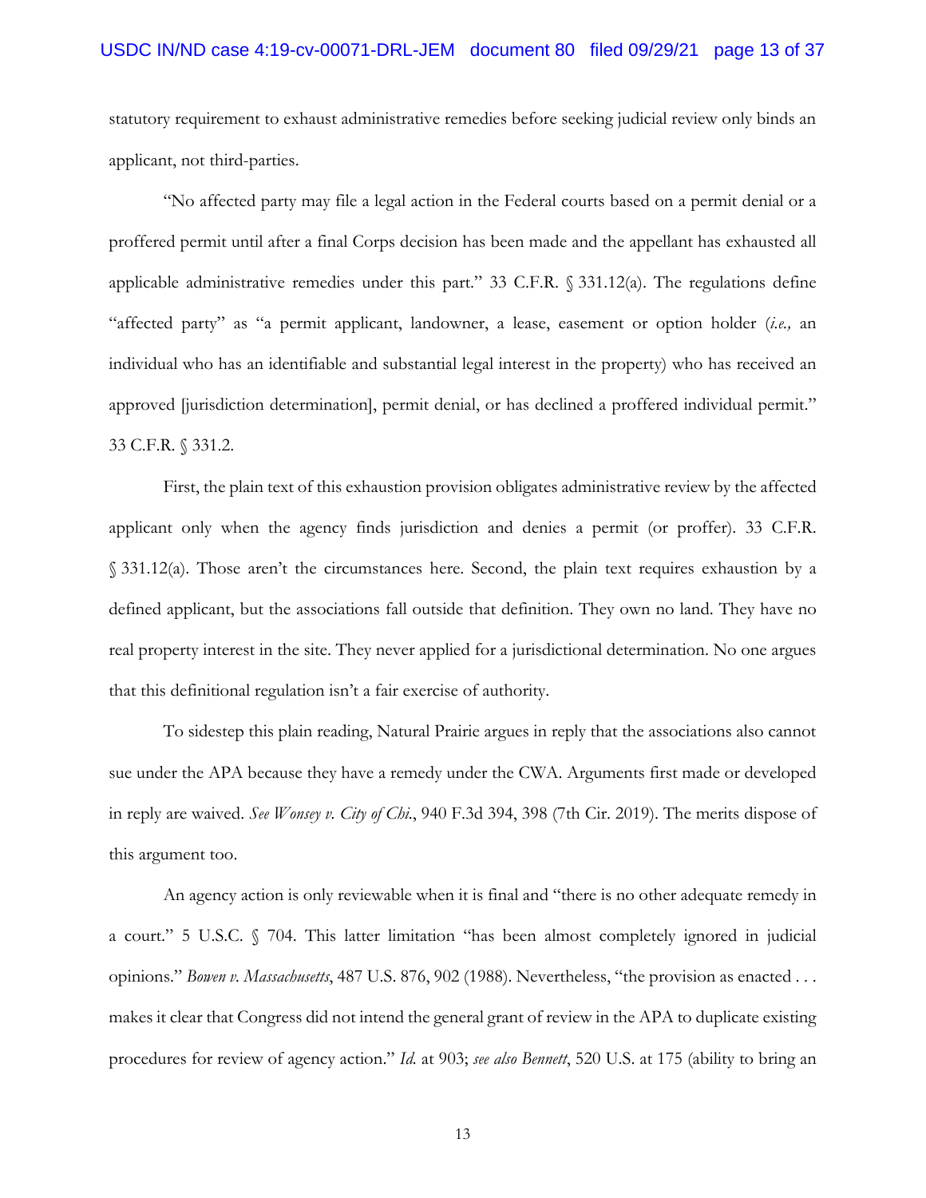statutory requirement to exhaust administrative remedies before seeking judicial review only binds an applicant, not third-parties.

"No affected party may file a legal action in the Federal courts based on a permit denial or a proffered permit until after a final Corps decision has been made and the appellant has exhausted all applicable administrative remedies under this part." 33 C.F.R. § 331.12(a). The regulations define "affected party" as "a permit applicant, landowner, a lease, easement or option holder (*i.e.,* an individual who has an identifiable and substantial legal interest in the property) who has received an approved [jurisdiction determination], permit denial, or has declined a proffered individual permit." 33 C.F.R. § 331.2.

First, the plain text of this exhaustion provision obligates administrative review by the affected applicant only when the agency finds jurisdiction and denies a permit (or proffer). 33 C.F.R. § 331.12(a). Those aren't the circumstances here. Second, the plain text requires exhaustion by a defined applicant, but the associations fall outside that definition. They own no land. They have no real property interest in the site. They never applied for a jurisdictional determination. No one argues that this definitional regulation isn't a fair exercise of authority.

To sidestep this plain reading, Natural Prairie argues in reply that the associations also cannot sue under the APA because they have a remedy under the CWA. Arguments first made or developed in reply are waived. *See Wonsey v. City of Chi.*, 940 F.3d 394, 398 (7th Cir. 2019). The merits dispose of this argument too.

An agency action is only reviewable when it is final and "there is no other adequate remedy in a court." 5 U.S.C. § 704. This latter limitation "has been almost completely ignored in judicial opinions." *Bowen v. Massachusetts*, 487 U.S. 876, 902 (1988). Nevertheless, "the provision as enacted . . . makes it clear that Congress did not intend the general grant of review in the APA to duplicate existing procedures for review of agency action." *Id.* at 903; *see also Bennett*, 520 U.S. at 175 (ability to bring an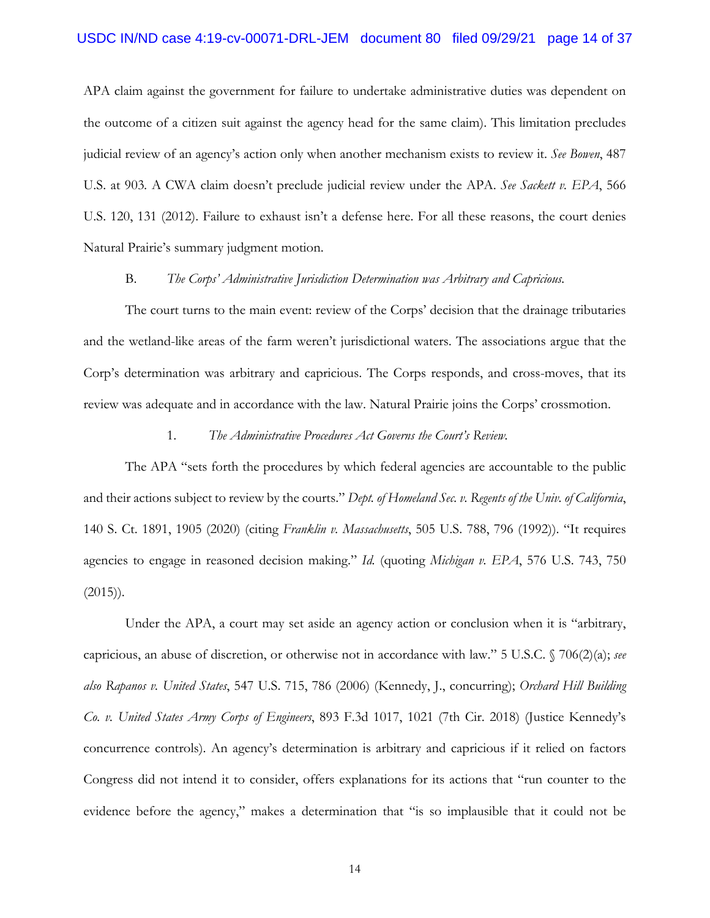APA claim against the government for failure to undertake administrative duties was dependent on the outcome of a citizen suit against the agency head for the same claim). This limitation precludes judicial review of an agency's action only when another mechanism exists to review it. *See Bowen*, 487 U.S. at 903. A CWA claim doesn't preclude judicial review under the APA. *See Sackett v. EPA*, 566 U.S. 120, 131 (2012). Failure to exhaust isn't a defense here. For all these reasons, the court denies Natural Prairie's summary judgment motion.

### B. *The Corps' Administrative Jurisdiction Determination was Arbitrary and Capricious.*

The court turns to the main event: review of the Corps' decision that the drainage tributaries and the wetland-like areas of the farm weren't jurisdictional waters. The associations argue that the Corp's determination was arbitrary and capricious. The Corps responds, and cross-moves, that its review was adequate and in accordance with the law. Natural Prairie joins the Corps' crossmotion.

#### 1. *The Administrative Procedures Act Governs the Court's Review.*

The APA "sets forth the procedures by which federal agencies are accountable to the public and their actions subject to review by the courts." *Dept. of Homeland Sec. v. Regents of the Univ. of California*, 140 S. Ct. 1891, 1905 (2020) (citing *Franklin v. Massachusetts*, 505 U.S. 788, 796 (1992)). "It requires agencies to engage in reasoned decision making." *Id.* (quoting *Michigan v. EPA*, 576 U.S. 743, 750 (2015)).

Under the APA, a court may set aside an agency action or conclusion when it is "arbitrary, capricious, an abuse of discretion, or otherwise not in accordance with law." 5 U.S.C. § 706(2)(a); *see also Rapanos v. United States*, 547 U.S. 715, 786 (2006) (Kennedy, J., concurring); *Orchard Hill Building Co. v. United States Army Corps of Engineers*, 893 F.3d 1017, 1021 (7th Cir. 2018) (Justice Kennedy's concurrence controls). An agency's determination is arbitrary and capricious if it relied on factors Congress did not intend it to consider, offers explanations for its actions that "run counter to the evidence before the agency," makes a determination that "is so implausible that it could not be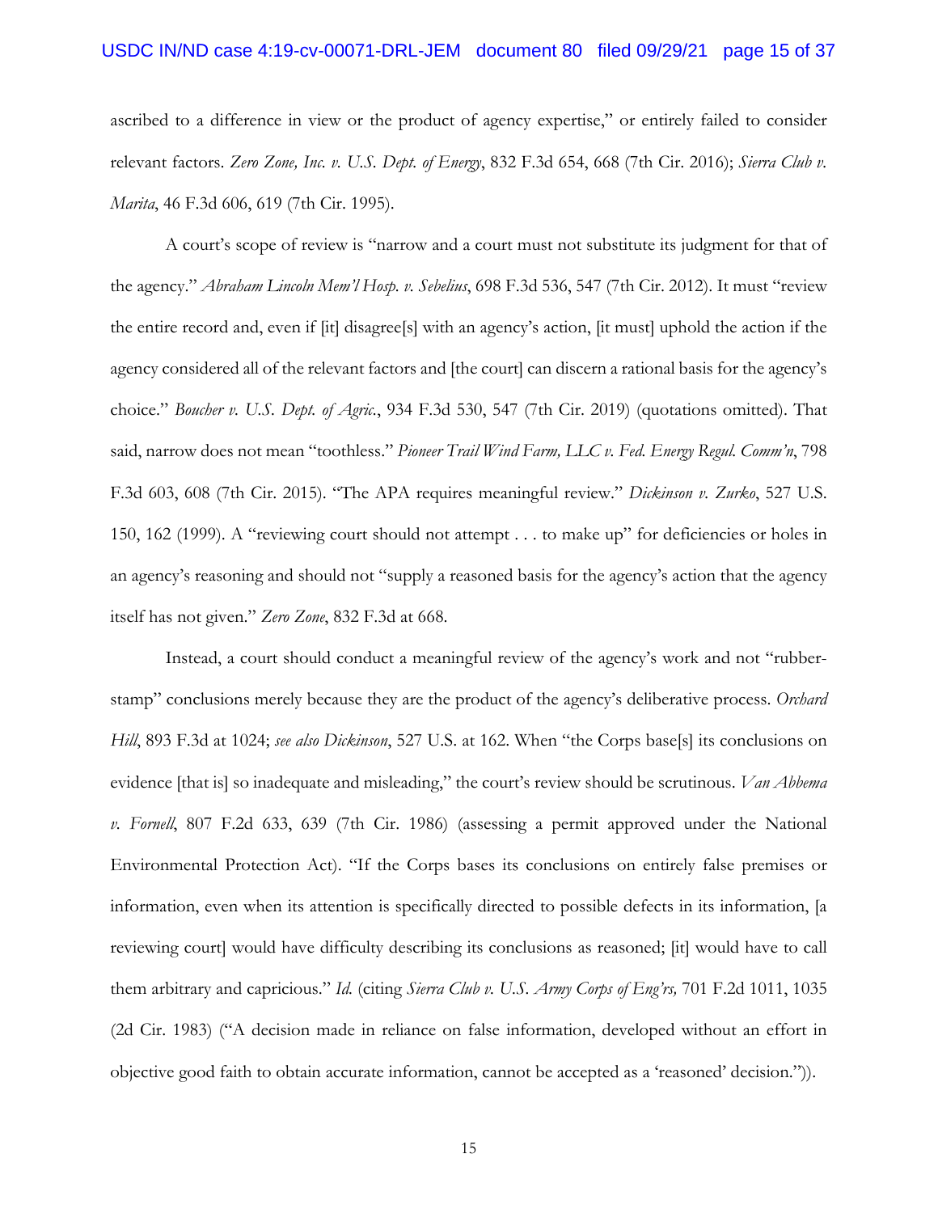ascribed to a difference in view or the product of agency expertise," or entirely failed to consider relevant factors. *Zero Zone, Inc. v. U.S. Dept. of Energy*, 832 F.3d 654, 668 (7th Cir. 2016); *Sierra Club v. Marita*, 46 F.3d 606, 619 (7th Cir. 1995).

A court's scope of review is "narrow and a court must not substitute its judgment for that of the agency." *Abraham Lincoln Mem'l Hosp. v. Sebelius*, 698 F.3d 536, 547 (7th Cir. 2012). It must "review the entire record and, even if [it] disagree[s] with an agency's action, [it must] uphold the action if the agency considered all of the relevant factors and [the court] can discern a rational basis for the agency's choice." *Boucher v. U.S. Dept. of Agric.*, 934 F.3d 530, 547 (7th Cir. 2019) (quotations omitted). That said, narrow does not mean "toothless." *Pioneer Trail Wind Farm, LLC v. Fed. Energy Regul. Comm'n*, 798 F.3d 603, 608 (7th Cir. 2015). "The APA requires meaningful review." *Dickinson v. Zurko*, 527 U.S. 150, 162 (1999). A "reviewing court should not attempt . . . to make up" for deficiencies or holes in an agency's reasoning and should not "supply a reasoned basis for the agency's action that the agency itself has not given." *Zero Zone*, 832 F.3d at 668.

Instead, a court should conduct a meaningful review of the agency's work and not "rubber-stamp" conclusions merely because they are the product of the agency's deliberative process. *Orchard Hill*, 893 F.3d at 1024; *see also Dickinson*, 527 U.S. at 162. When "the Corps base[s] its conclusions on evidence [that is] so inadequate and misleading," the court's review should be scrutinous. *Van Abbema v. Fornell*, 807 F.2d 633, 639 (7th Cir. 1986) (assessing a permit approved under the National Environmental Protection Act). "If the Corps bases its conclusions on entirely false premises or information, even when its attention is specifically directed to possible defects in its information, [a reviewing court] would have difficulty describing its conclusions as reasoned; [it] would have to call them arbitrary and capricious." *Id.* (citing *Sierra Club v. U.S. Army Corps of Eng'rs,* 701 F.2d 1011, 1035 (2d Cir. 1983) ("A decision made in reliance on false information, developed without an effort in objective good faith to obtain accurate information, cannot be accepted as a 'reasoned' decision.")).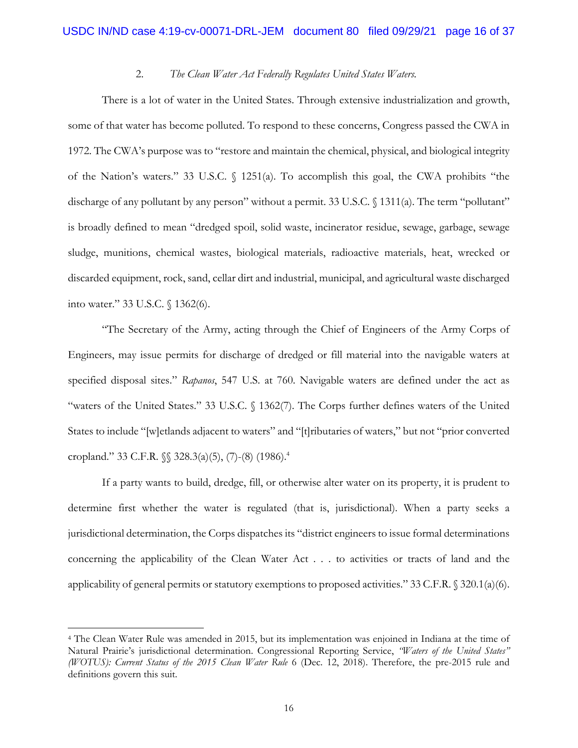2. *The Clean Water Act Federally Regulates United States Waters.*

There is a lot of water in the United States. Through extensive industrialization and growth, some of that water has become polluted. To respond to these concerns, Congress passed the CWA in 1972. The CWA's purpose was to "restore and maintain the chemical, physical, and biological integrity of the Nation's waters." 33 U.S.C. § 1251(a). To accomplish this goal, the CWA prohibits "the discharge of any pollutant by any person" without a permit. 33 U.S.C. § 1311(a). The term "pollutant" is broadly defined to mean "dredged spoil, solid waste, incinerator residue, sewage, garbage, sewage sludge, munitions, chemical wastes, biological materials, radioactive materials, heat, wrecked or discarded equipment, rock, sand, cellar dirt and industrial, municipal, and agricultural waste discharged into water." 33 U.S.C. § 1362(6).

"The Secretary of the Army, acting through the Chief of Engineers of the Army Corps of Engineers, may issue permits for discharge of dredged or fill material into the navigable waters at specified disposal sites." *Rapanos*, 547 U.S. at 760. Navigable waters are defined under the act as "waters of the United States." 33 U.S.C. § 1362(7). The Corps further defines waters of the United States to include "[w]etlands adjacent to waters" and "[t]ributaries of waters," but not "prior converted cropland." 33 C.F.R. §§ 328.3(a)(5), (7)-(8) (1986).[4]

If a party wants to build, dredge, fill, or otherwise alter water on its property, it is prudent to determine first whether the water is regulated (that is, jurisdictional). When a party seeks a jurisdictional determination, the Corps dispatches its "district engineers to issue formal determinations concerning the applicability of the Clean Water Act . . . to activities or tracts of land and the applicability of general permits or statutory exemptions to proposed activities." 33 C.F.R. § 320.1(a)(6).

---

[4] The Clean Water Rule was amended in 2015, but its implementation was enjoined in Indiana at the time of Natural Prairie's jurisdictional determination. Congressional Reporting Service, *"Waters of the United States" (WOTUS): Current Status of the 2015 Clean Water Rule* 6 (Dec. 12, 2018). Therefore, the pre-2015 rule and definitions govern this suit.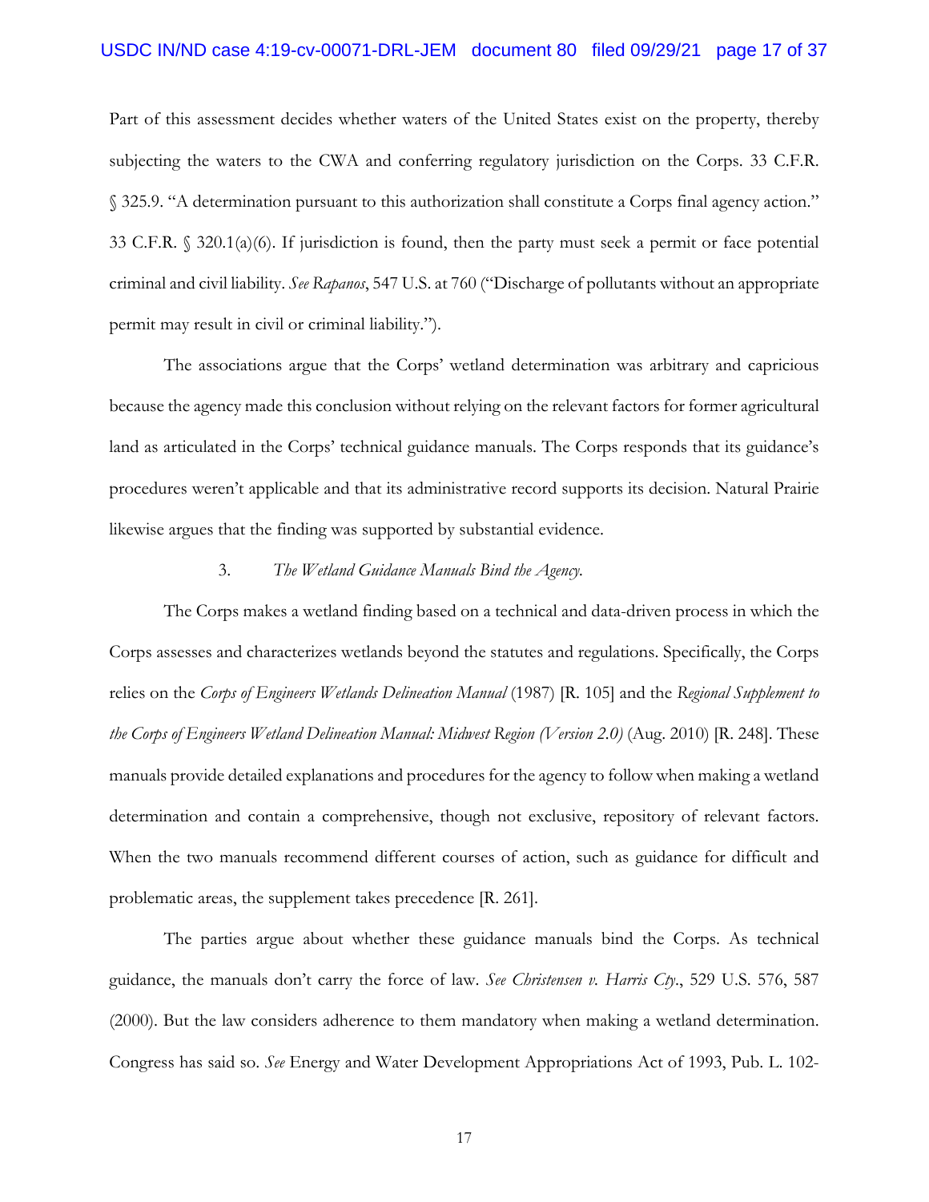Part of this assessment decides whether waters of the United States exist on the property, thereby subjecting the waters to the CWA and conferring regulatory jurisdiction on the Corps. 33 C.F.R. § 325.9. "A determination pursuant to this authorization shall constitute a Corps final agency action." 33 C.F.R. § 320.1(a)(6). If jurisdiction is found, then the party must seek a permit or face potential criminal and civil liability. *See Rapanos*, 547 U.S. at 760 ("Discharge of pollutants without an appropriate permit may result in civil or criminal liability.").

The associations argue that the Corps' wetland determination was arbitrary and capricious because the agency made this conclusion without relying on the relevant factors for former agricultural land as articulated in the Corps' technical guidance manuals. The Corps responds that its guidance's procedures weren't applicable and that its administrative record supports its decision. Natural Prairie likewise argues that the finding was supported by substantial evidence.

3. *The Wetland Guidance Manuals Bind the Agency.*

The Corps makes a wetland finding based on a technical and data-driven process in which the Corps assesses and characterizes wetlands beyond the statutes and regulations. Specifically, the Corps relies on the *Corps of Engineers Wetlands Delineation Manual* (1987) [R. 105] and the *Regional Supplement to the Corps of Engineers Wetland Delineation Manual: Midwest Region (Version 2.0)* (Aug. 2010) [R. 248]. These manuals provide detailed explanations and procedures for the agency to follow when making a wetland determination and contain a comprehensive, though not exclusive, repository of relevant factors. When the two manuals recommend different courses of action, such as guidance for difficult and problematic areas, the supplement takes precedence [R. 261].

The parties argue about whether these guidance manuals bind the Corps. As technical guidance, the manuals don't carry the force of law. *See Christensen v. Harris Cty.*, 529 U.S. 576, 587 (2000). But the law considers adherence to them mandatory when making a wetland determination. Congress has said so. *See* Energy and Water Development Appropriations Act of 1993, Pub. L. 102-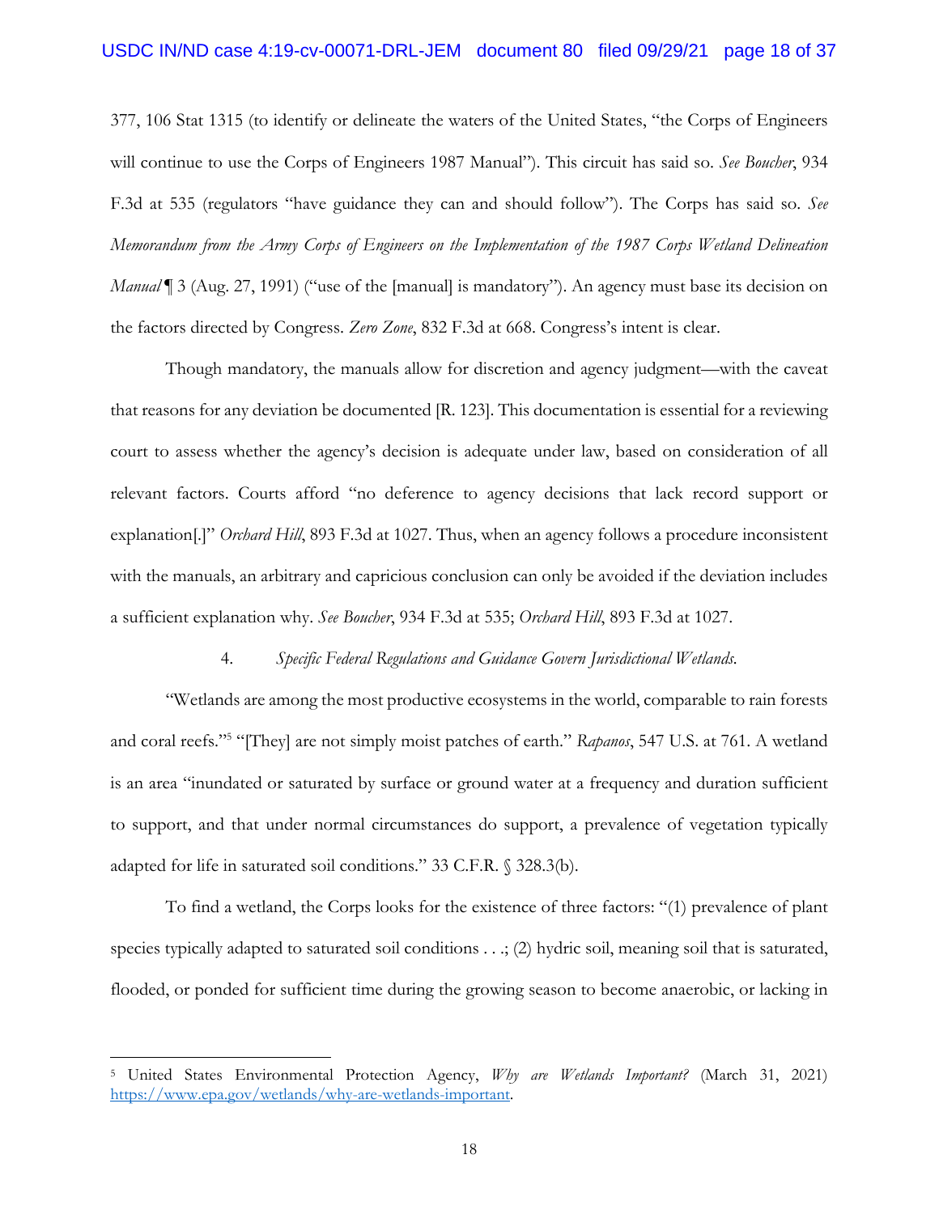377, 106 Stat 1315 (to identify or delineate the waters of the United States, "the Corps of Engineers will continue to use the Corps of Engineers 1987 Manual"). This circuit has said so. *See Boucher*, 934 F.3d at 535 (regulators "have guidance they can and should follow"). The Corps has said so. *See Memorandum from the Army Corps of Engineers on the Implementation of the 1987 Corps Wetland Delineation Manual* ¶ 3 (Aug. 27, 1991) ("use of the [manual] is mandatory"). An agency must base its decision on the factors directed by Congress. *Zero Zone*, 832 F.3d at 668. Congress's intent is clear.

Though mandatory, the manuals allow for discretion and agency judgment—with the caveat that reasons for any deviation be documented [R. 123]. This documentation is essential for a reviewing court to assess whether the agency's decision is adequate under law, based on consideration of all relevant factors. Courts afford "no deference to agency decisions that lack record support or explanation[.]" *Orchard Hill*, 893 F.3d at 1027. Thus, when an agency follows a procedure inconsistent with the manuals, an arbitrary and capricious conclusion can only be avoided if the deviation includes a sufficient explanation why. *See Boucher*, 934 F.3d at 535; *Orchard Hill*, 893 F.3d at 1027.

#### 4. *Specific Federal Regulations and Guidance Govern Jurisdictional Wetlands.*

"Wetlands are among the most productive ecosystems in the world, comparable to rain forests and coral reefs."[5] "[They] are not simply moist patches of earth." *Rapanos*, 547 U.S. at 761. A wetland is an area "inundated or saturated by surface or ground water at a frequency and duration sufficient to support, and that under normal circumstances do support, a prevalence of vegetation typically adapted for life in saturated soil conditions." 33 C.F.R. § 328.3(b).

To find a wetland, the Corps looks for the existence of three factors: "(1) prevalence of plant species typically adapted to saturated soil conditions . . .; (2) hydric soil, meaning soil that is saturated, flooded, or ponded for sufficient time during the growing season to become anaerobic, or lacking in

---

[5] United States Environmental Protection Agency, *Why are Wetlands Important?* (March 31, 2021) https://www.epa.gov/wetlands/why-are-wetlands-important.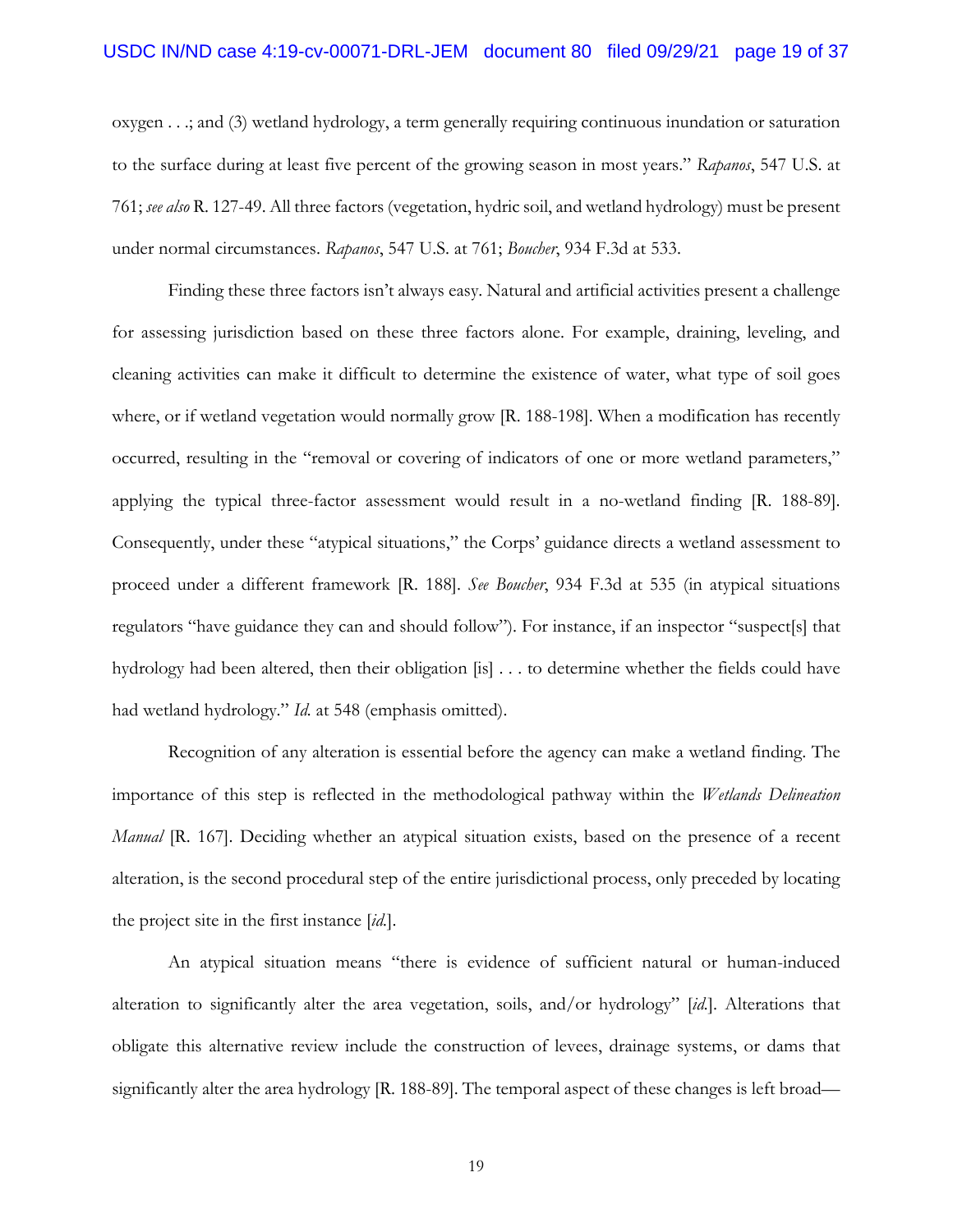oxygen . . .; and (3) wetland hydrology, a term generally requiring continuous inundation or saturation to the surface during at least five percent of the growing season in most years." *Rapanos*, 547 U.S. at 761; *see also* R. 127-49. All three factors (vegetation, hydric soil, and wetland hydrology) must be present under normal circumstances. *Rapanos*, 547 U.S. at 761; *Boucher*, 934 F.3d at 533.

Finding these three factors isn't always easy. Natural and artificial activities present a challenge for assessing jurisdiction based on these three factors alone. For example, draining, leveling, and cleaning activities can make it difficult to determine the existence of water, what type of soil goes where, or if wetland vegetation would normally grow [R. 188-198]. When a modification has recently occurred, resulting in the "removal or covering of indicators of one or more wetland parameters," applying the typical three-factor assessment would result in a no-wetland finding [R. 188-89]. Consequently, under these "atypical situations," the Corps' guidance directs a wetland assessment to proceed under a different framework [R. 188]. *See Boucher*, 934 F.3d at 535 (in atypical situations regulators "have guidance they can and should follow"). For instance, if an inspector "suspect[s] that hydrology had been altered, then their obligation [is] . . . to determine whether the fields could have had wetland hydrology." *Id.* at 548 (emphasis omitted).

Recognition of any alteration is essential before the agency can make a wetland finding. The importance of this step is reflected in the methodological pathway within the *Wetlands Delineation Manual* [R. 167]. Deciding whether an atypical situation exists, based on the presence of a recent alteration, is the second procedural step of the entire jurisdictional process, only preceded by locating the project site in the first instance [*id.*].

An atypical situation means "there is evidence of sufficient natural or human-induced alteration to significantly alter the area vegetation, soils, and/or hydrology" [*id.*]. Alterations that obligate this alternative review include the construction of levees, drainage systems, or dams that significantly alter the area hydrology [R. 188-89]. The temporal aspect of these changes is left broad—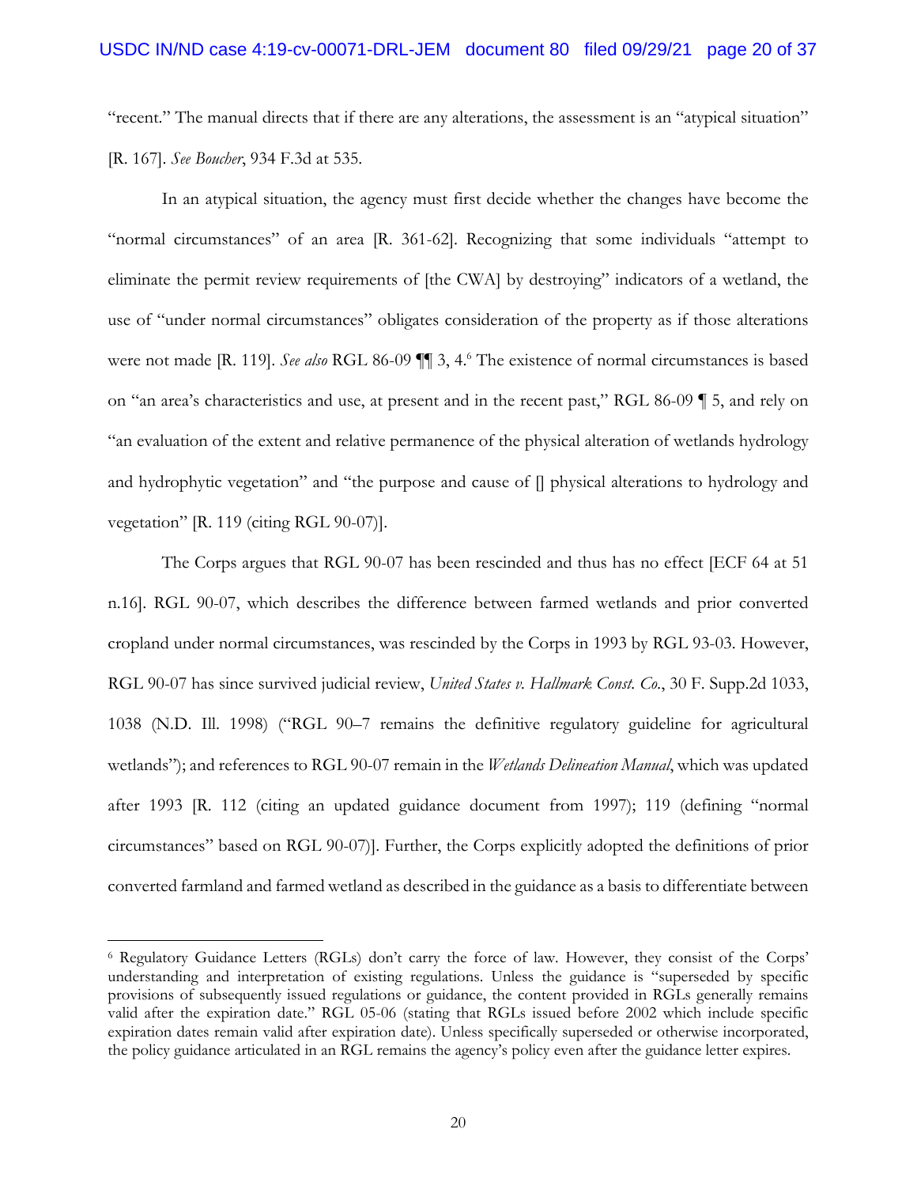"recent." The manual directs that if there are any alterations, the assessment is an "atypical situation" [R. 167]. *See Boucher*, 934 F.3d at 535.

In an atypical situation, the agency must first decide whether the changes have become the "normal circumstances" of an area [R. 361-62]. Recognizing that some individuals "attempt to eliminate the permit review requirements of [the CWA] by destroying" indicators of a wetland, the use of "under normal circumstances" obligates consideration of the property as if those alterations were not made [R. 119]. *See also* RGL 86-09 ¶¶ 3, 4.[6] The existence of normal circumstances is based on "an area's characteristics and use, at present and in the recent past," RGL 86-09 ¶ 5, and rely on "an evaluation of the extent and relative permanence of the physical alteration of wetlands hydrology and hydrophytic vegetation" and "the purpose and cause of [] physical alterations to hydrology and vegetation" [R. 119 (citing RGL 90-07)].

The Corps argues that RGL 90-07 has been rescinded and thus has no effect [ECF 64 at 51 n.16]. RGL 90-07, which describes the difference between farmed wetlands and prior converted cropland under normal circumstances, was rescinded by the Corps in 1993 by RGL 93-03. However, RGL 90-07 has since survived judicial review, *United States v. Hallmark Const. Co.*, 30 F. Supp.2d 1033, 1038 (N.D. Ill. 1998) ("RGL 90–7 remains the definitive regulatory guideline for agricultural wetlands"); and references to RGL 90-07 remain in the *Wetlands Delineation Manual*, which was updated after 1993 [R. 112 (citing an updated guidance document from 1997); 119 (defining "normal circumstances" based on RGL 90-07)]. Further, the Corps explicitly adopted the definitions of prior converted farmland and farmed wetland as described in the guidance as a basis to differentiate between

[6] Regulatory Guidance Letters (RGLs) don't carry the force of law. However, they consist of the Corps' understanding and interpretation of existing regulations. Unless the guidance is "superseded by specific provisions of subsequently issued regulations or guidance, the content provided in RGLs generally remains valid after the expiration date." RGL 05-06 (stating that RGLs issued before 2002 which include specific expiration dates remain valid after expiration date). Unless specifically superseded or otherwise incorporated, the policy guidance articulated in an RGL remains the agency's policy even after the guidance letter expires.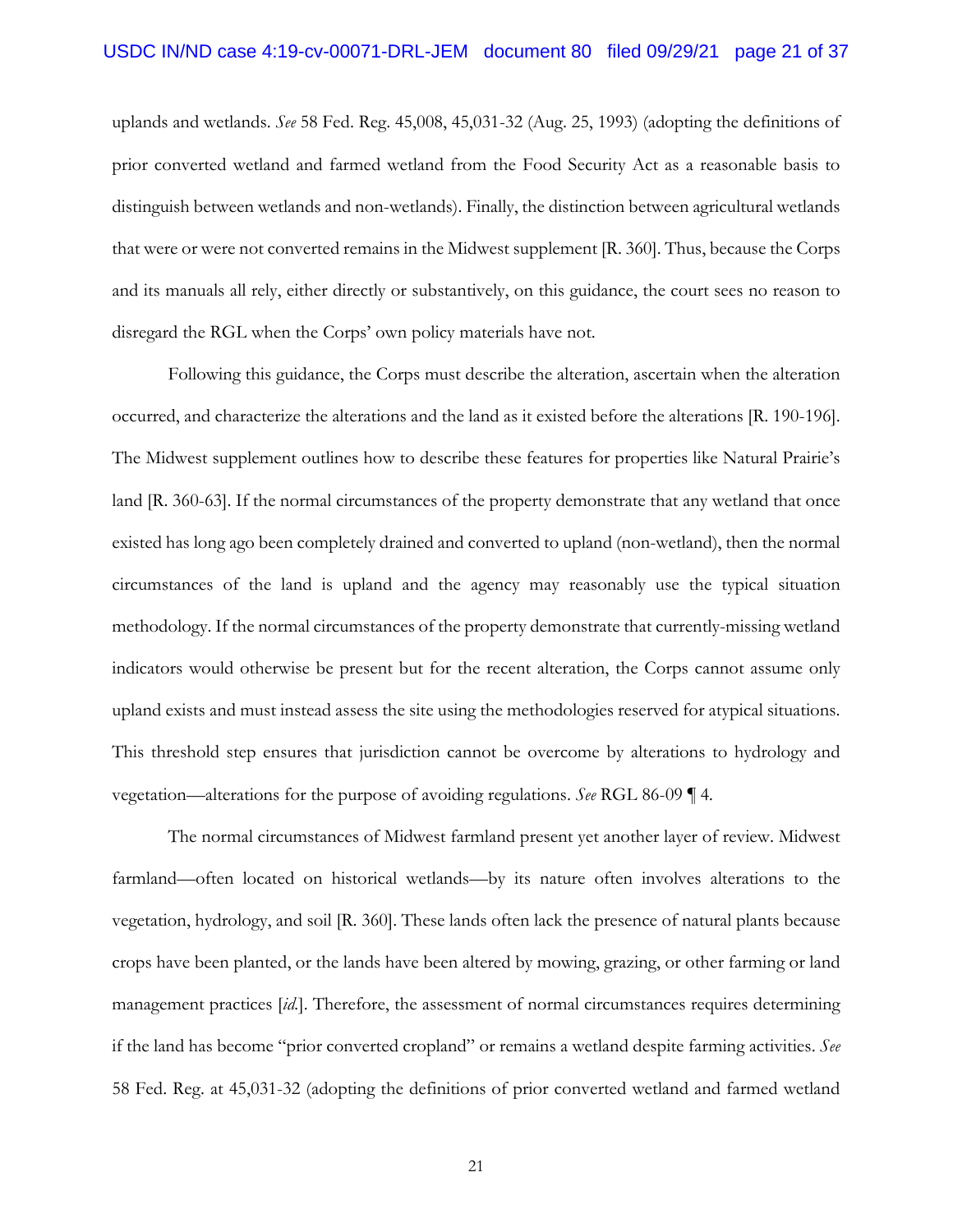uplands and wetlands. *See* 58 Fed. Reg. 45,008, 45,031-32 (Aug. 25, 1993) (adopting the definitions of prior converted wetland and farmed wetland from the Food Security Act as a reasonable basis to distinguish between wetlands and non-wetlands). Finally, the distinction between agricultural wetlands that were or were not converted remains in the Midwest supplement [R. 360]. Thus, because the Corps and its manuals all rely, either directly or substantively, on this guidance, the court sees no reason to disregard the RGL when the Corps' own policy materials have not.

Following this guidance, the Corps must describe the alteration, ascertain when the alteration occurred, and characterize the alterations and the land as it existed before the alterations [R. 190-196]. The Midwest supplement outlines how to describe these features for properties like Natural Prairie's land [R. 360-63]. If the normal circumstances of the property demonstrate that any wetland that once existed has long ago been completely drained and converted to upland (non-wetland), then the normal circumstances of the land is upland and the agency may reasonably use the typical situation methodology. If the normal circumstances of the property demonstrate that currently-missing wetland indicators would otherwise be present but for the recent alteration, the Corps cannot assume only upland exists and must instead assess the site using the methodologies reserved for atypical situations. This threshold step ensures that jurisdiction cannot be overcome by alterations to hydrology and vegetation—alterations for the purpose of avoiding regulations. *See* RGL 86-09 ¶ 4.

The normal circumstances of Midwest farmland present yet another layer of review. Midwest farmland—often located on historical wetlands—by its nature often involves alterations to the vegetation, hydrology, and soil [R. 360]. These lands often lack the presence of natural plants because crops have been planted, or the lands have been altered by mowing, grazing, or other farming or land management practices [*id.*]. Therefore, the assessment of normal circumstances requires determining if the land has become "prior converted cropland" or remains a wetland despite farming activities. *See* 58 Fed. Reg. at 45,031-32 (adopting the definitions of prior converted wetland and farmed wetland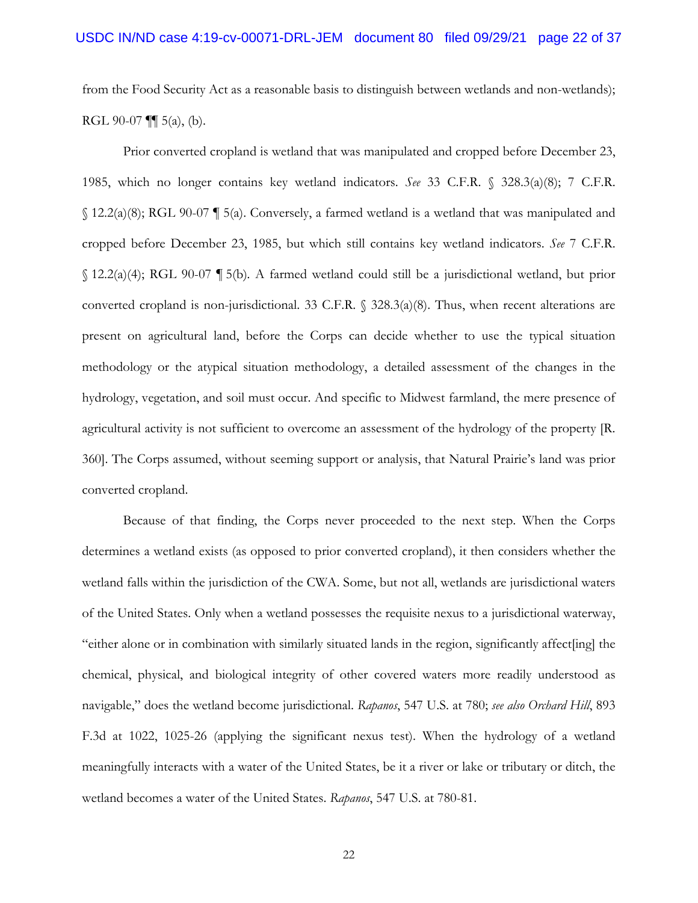from the Food Security Act as a reasonable basis to distinguish between wetlands and non-wetlands); RGL 90-07 ¶¶ 5(a), (b).

Prior converted cropland is wetland that was manipulated and cropped before December 23, 1985, which no longer contains key wetland indicators. *See* 33 C.F.R. § 328.3(a)(8); 7 C.F.R. § 12.2(a)(8); RGL 90-07 ¶ 5(a). Conversely, a farmed wetland is a wetland that was manipulated and cropped before December 23, 1985, but which still contains key wetland indicators. *See* 7 C.F.R. § 12.2(a)(4); RGL 90-07 ¶ 5(b). A farmed wetland could still be a jurisdictional wetland, but prior converted cropland is non-jurisdictional. 33 C.F.R. § 328.3(a)(8). Thus, when recent alterations are present on agricultural land, before the Corps can decide whether to use the typical situation methodology or the atypical situation methodology, a detailed assessment of the changes in the hydrology, vegetation, and soil must occur. And specific to Midwest farmland, the mere presence of agricultural activity is not sufficient to overcome an assessment of the hydrology of the property [R. 360]. The Corps assumed, without seeming support or analysis, that Natural Prairie's land was prior converted cropland.

Because of that finding, the Corps never proceeded to the next step. When the Corps determines a wetland exists (as opposed to prior converted cropland), it then considers whether the wetland falls within the jurisdiction of the CWA. Some, but not all, wetlands are jurisdictional waters of the United States. Only when a wetland possesses the requisite nexus to a jurisdictional waterway, "either alone or in combination with similarly situated lands in the region, significantly affect[ing] the chemical, physical, and biological integrity of other covered waters more readily understood as navigable," does the wetland become jurisdictional. *Rapanos*, 547 U.S. at 780; *see also Orchard Hill*, 893 F.3d at 1022, 1025-26 (applying the significant nexus test). When the hydrology of a wetland meaningfully interacts with a water of the United States, be it a river or lake or tributary or ditch, the wetland becomes a water of the United States. *Rapanos*, 547 U.S. at 780-81.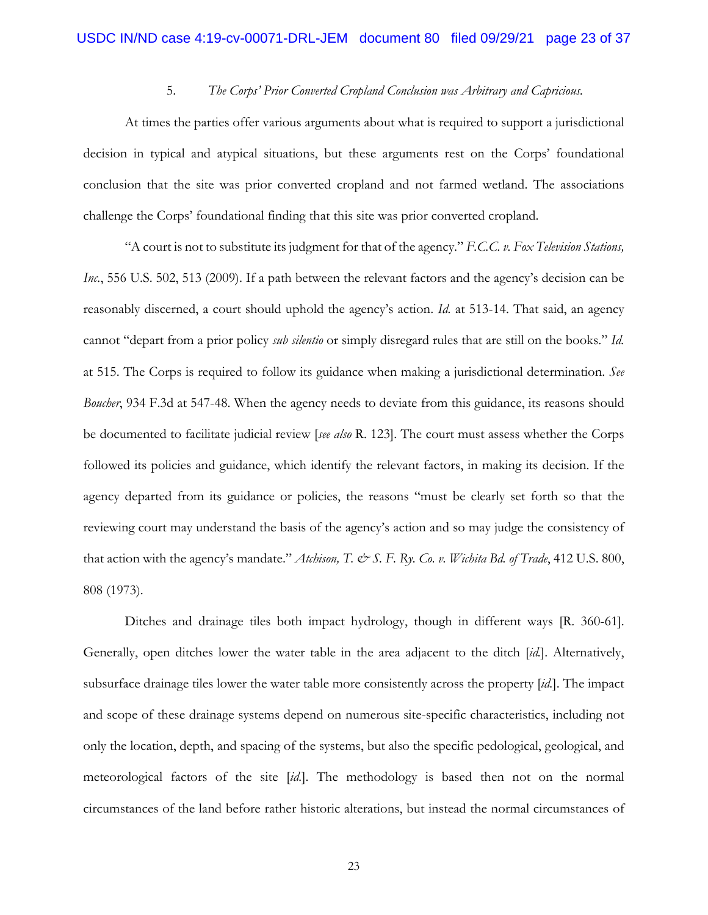5. *The Corps' Prior Converted Cropland Conclusion was Arbitrary and Capricious.*

At times the parties offer various arguments about what is required to support a jurisdictional decision in typical and atypical situations, but these arguments rest on the Corps' foundational conclusion that the site was prior converted cropland and not farmed wetland. The associations challenge the Corps' foundational finding that this site was prior converted cropland.

"A court is not to substitute its judgment for that of the agency." *F.C.C. v. Fox Television Stations, Inc.*, 556 U.S. 502, 513 (2009). If a path between the relevant factors and the agency's decision can be reasonably discerned, a court should uphold the agency's action. *Id.* at 513-14. That said, an agency cannot "depart from a prior policy *sub silentio* or simply disregard rules that are still on the books." *Id.* at 515. The Corps is required to follow its guidance when making a jurisdictional determination. *See Boucher*, 934 F.3d at 547-48. When the agency needs to deviate from this guidance, its reasons should be documented to facilitate judicial review [*see also* R. 123]. The court must assess whether the Corps followed its policies and guidance, which identify the relevant factors, in making its decision. If the agency departed from its guidance or policies, the reasons "must be clearly set forth so that the reviewing court may understand the basis of the agency's action and so may judge the consistency of that action with the agency's mandate." *Atchison, T. & S. F. Ry. Co. v. Wichita Bd. of Trade*, 412 U.S. 800, 808 (1973).

Ditches and drainage tiles both impact hydrology, though in different ways [R. 360-61]. Generally, open ditches lower the water table in the area adjacent to the ditch [*id.*]. Alternatively, subsurface drainage tiles lower the water table more consistently across the property [*id.*]. The impact and scope of these drainage systems depend on numerous site-specific characteristics, including not only the location, depth, and spacing of the systems, but also the specific pedological, geological, and meteorological factors of the site [*id.*]. The methodology is based then not on the normal circumstances of the land before rather historic alterations, but instead the normal circumstances of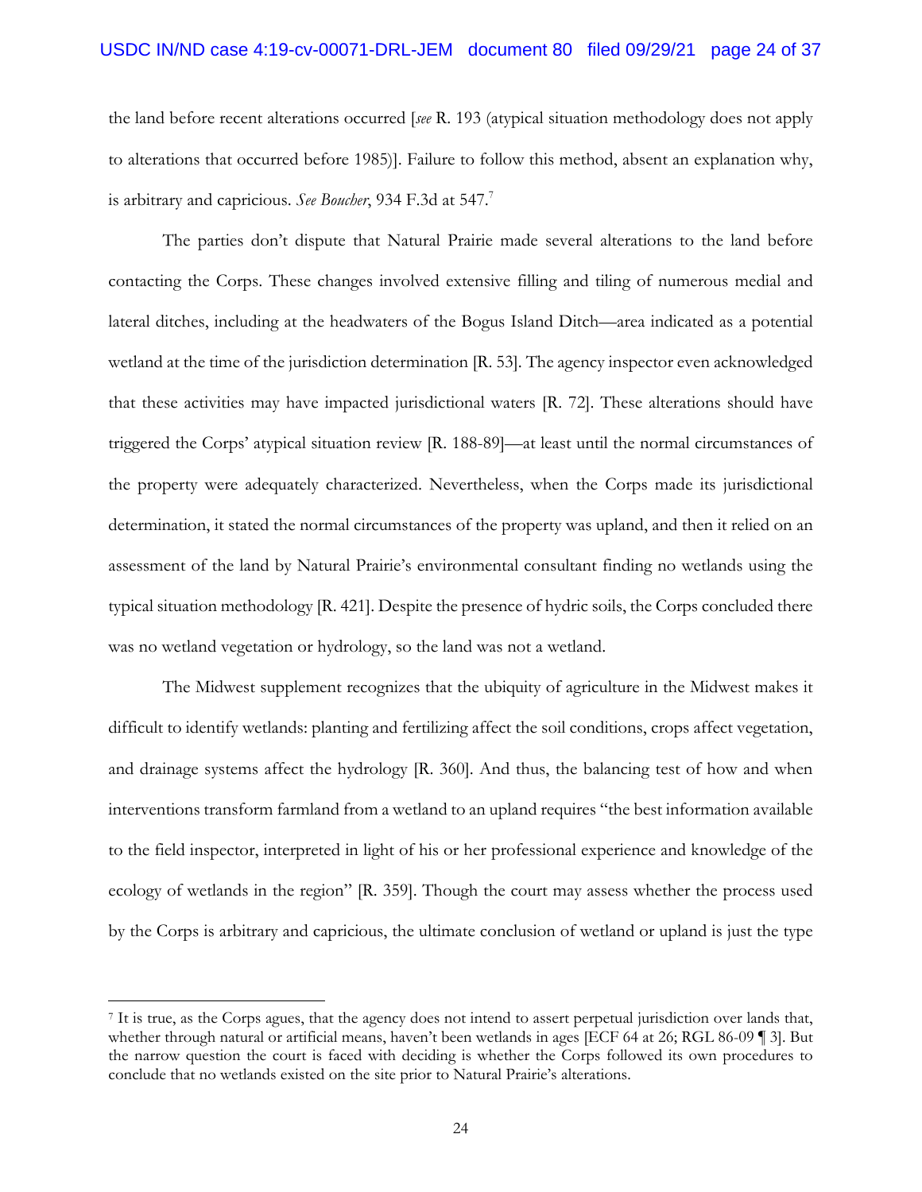the land before recent alterations occurred [*see* R. 193 (atypical situation methodology does not apply to alterations that occurred before 1985)]. Failure to follow this method, absent an explanation why, is arbitrary and capricious. *See Boucher*, 934 F.3d at 547.[7]

The parties don't dispute that Natural Prairie made several alterations to the land before contacting the Corps. These changes involved extensive filling and tiling of numerous medial and lateral ditches, including at the headwaters of the Bogus Island Ditch—area indicated as a potential wetland at the time of the jurisdiction determination [R. 53]. The agency inspector even acknowledged that these activities may have impacted jurisdictional waters [R. 72]. These alterations should have triggered the Corps' atypical situation review [R. 188-89]—at least until the normal circumstances of the property were adequately characterized. Nevertheless, when the Corps made its jurisdictional determination, it stated the normal circumstances of the property was upland, and then it relied on an assessment of the land by Natural Prairie's environmental consultant finding no wetlands using the typical situation methodology [R. 421]. Despite the presence of hydric soils, the Corps concluded there was no wetland vegetation or hydrology, so the land was not a wetland.

The Midwest supplement recognizes that the ubiquity of agriculture in the Midwest makes it difficult to identify wetlands: planting and fertilizing affect the soil conditions, crops affect vegetation, and drainage systems affect the hydrology [R. 360]. And thus, the balancing test of how and when interventions transform farmland from a wetland to an upland requires "the best information available to the field inspector, interpreted in light of his or her professional experience and knowledge of the ecology of wetlands in the region" [R. 359]. Though the court may assess whether the process used by the Corps is arbitrary and capricious, the ultimate conclusion of wetland or upland is just the type

[7] It is true, as the Corps agues, that the agency does not intend to assert perpetual jurisdiction over lands that, whether through natural or artificial means, haven't been wetlands in ages [ECF 64 at 26; RGL 86-09 ¶ 3]. But the narrow question the court is faced with deciding is whether the Corps followed its own procedures to conclude that no wetlands existed on the site prior to Natural Prairie's alterations.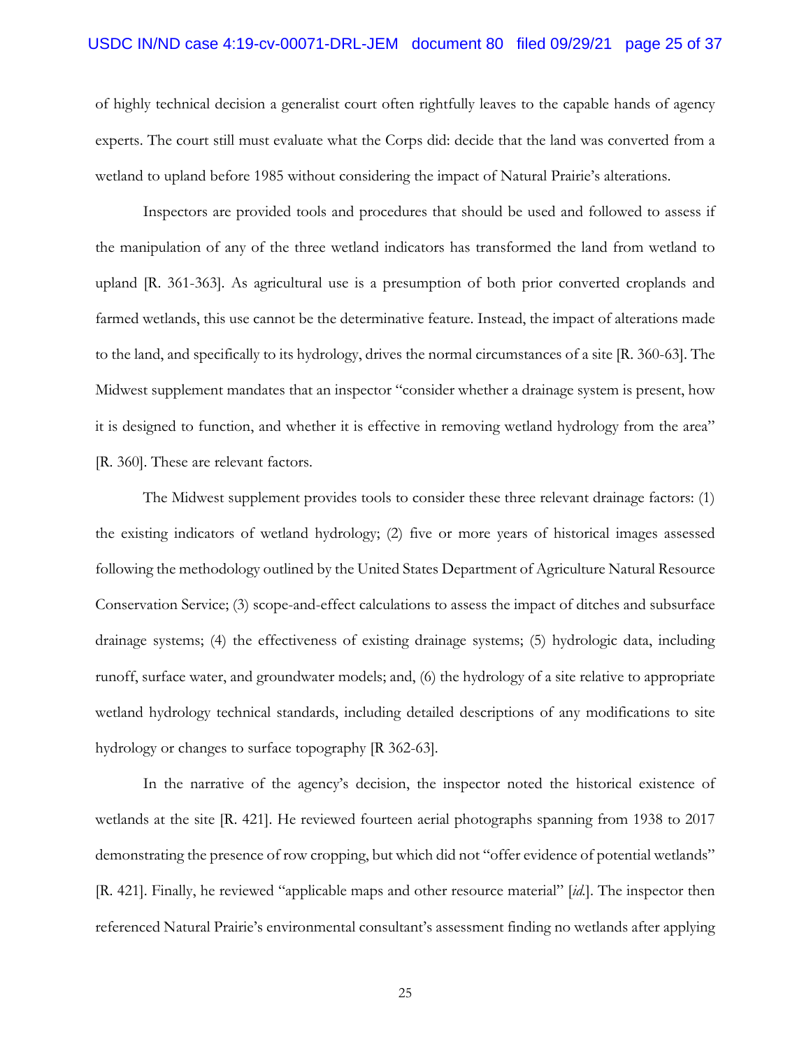of highly technical decision a generalist court often rightfully leaves to the capable hands of agency experts. The court still must evaluate what the Corps did: decide that the land was converted from a wetland to upland before 1985 without considering the impact of Natural Prairie's alterations.

Inspectors are provided tools and procedures that should be used and followed to assess if the manipulation of any of the three wetland indicators has transformed the land from wetland to upland [R. 361-363]. As agricultural use is a presumption of both prior converted croplands and farmed wetlands, this use cannot be the determinative feature. Instead, the impact of alterations made to the land, and specifically to its hydrology, drives the normal circumstances of a site [R. 360-63]. The Midwest supplement mandates that an inspector "consider whether a drainage system is present, how it is designed to function, and whether it is effective in removing wetland hydrology from the area" [R. 360]. These are relevant factors.

The Midwest supplement provides tools to consider these three relevant drainage factors: (1) the existing indicators of wetland hydrology; (2) five or more years of historical images assessed following the methodology outlined by the United States Department of Agriculture Natural Resource Conservation Service; (3) scope-and-effect calculations to assess the impact of ditches and subsurface drainage systems; (4) the effectiveness of existing drainage systems; (5) hydrologic data, including runoff, surface water, and groundwater models; and, (6) the hydrology of a site relative to appropriate wetland hydrology technical standards, including detailed descriptions of any modifications to site hydrology or changes to surface topography [R 362-63].

In the narrative of the agency's decision, the inspector noted the historical existence of wetlands at the site [R. 421]. He reviewed fourteen aerial photographs spanning from 1938 to 2017 demonstrating the presence of row cropping, but which did not "offer evidence of potential wetlands" [R. 421]. Finally, he reviewed "applicable maps and other resource material" [*id.*]. The inspector then referenced Natural Prairie's environmental consultant's assessment finding no wetlands after applying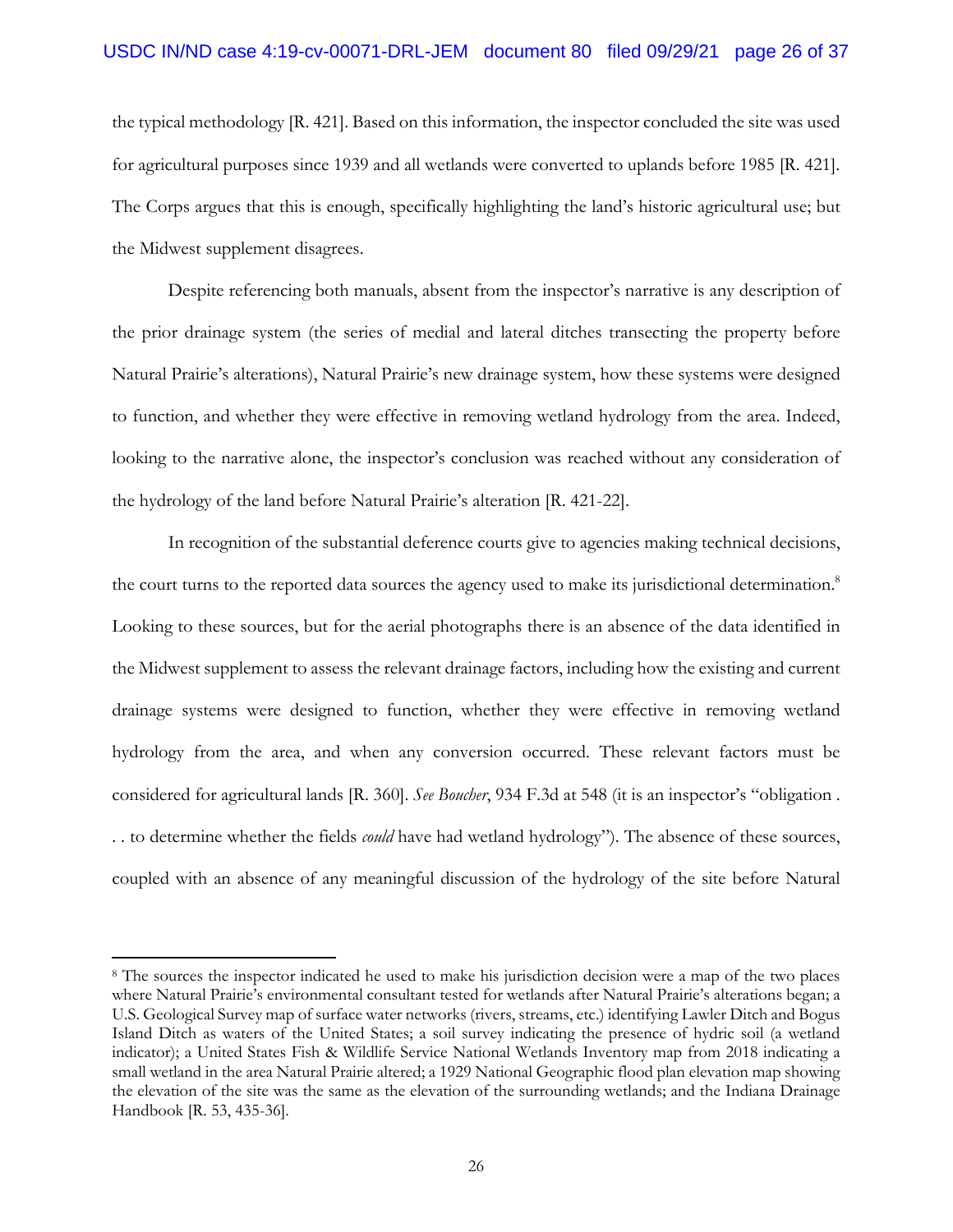the typical methodology [R. 421]. Based on this information, the inspector concluded the site was used for agricultural purposes since 1939 and all wetlands were converted to uplands before 1985 [R. 421]. The Corps argues that this is enough, specifically highlighting the land's historic agricultural use; but the Midwest supplement disagrees.

Despite referencing both manuals, absent from the inspector's narrative is any description of the prior drainage system (the series of medial and lateral ditches transecting the property before Natural Prairie's alterations), Natural Prairie's new drainage system, how these systems were designed to function, and whether they were effective in removing wetland hydrology from the area. Indeed, looking to the narrative alone, the inspector's conclusion was reached without any consideration of the hydrology of the land before Natural Prairie's alteration [R. 421-22].

In recognition of the substantial deference courts give to agencies making technical decisions, the court turns to the reported data sources the agency used to make its jurisdictional determination.[8] Looking to these sources, but for the aerial photographs there is an absence of the data identified in the Midwest supplement to assess the relevant drainage factors, including how the existing and current drainage systems were designed to function, whether they were effective in removing wetland hydrology from the area, and when any conversion occurred. These relevant factors must be considered for agricultural lands [R. 360]. *See Boucher*, 934 F.3d at 548 (it is an inspector's "obligation . . . to determine whether the fields *could* have had wetland hydrology"). The absence of these sources, coupled with an absence of any meaningful discussion of the hydrology of the site before Natural

---

[8] The sources the inspector indicated he used to make his jurisdiction decision were a map of the two places where Natural Prairie's environmental consultant tested for wetlands after Natural Prairie's alterations began; a U.S. Geological Survey map of surface water networks (rivers, streams, etc.) identifying Lawler Ditch and Bogus Island Ditch as waters of the United States; a soil survey indicating the presence of hydric soil (a wetland indicator); a United States Fish & Wildlife Service National Wetlands Inventory map from 2018 indicating a small wetland in the area Natural Prairie altered; a 1929 National Geographic flood plan elevation map showing the elevation of the site was the same as the elevation of the surrounding wetlands; and the Indiana Drainage Handbook [R. 53, 435-36].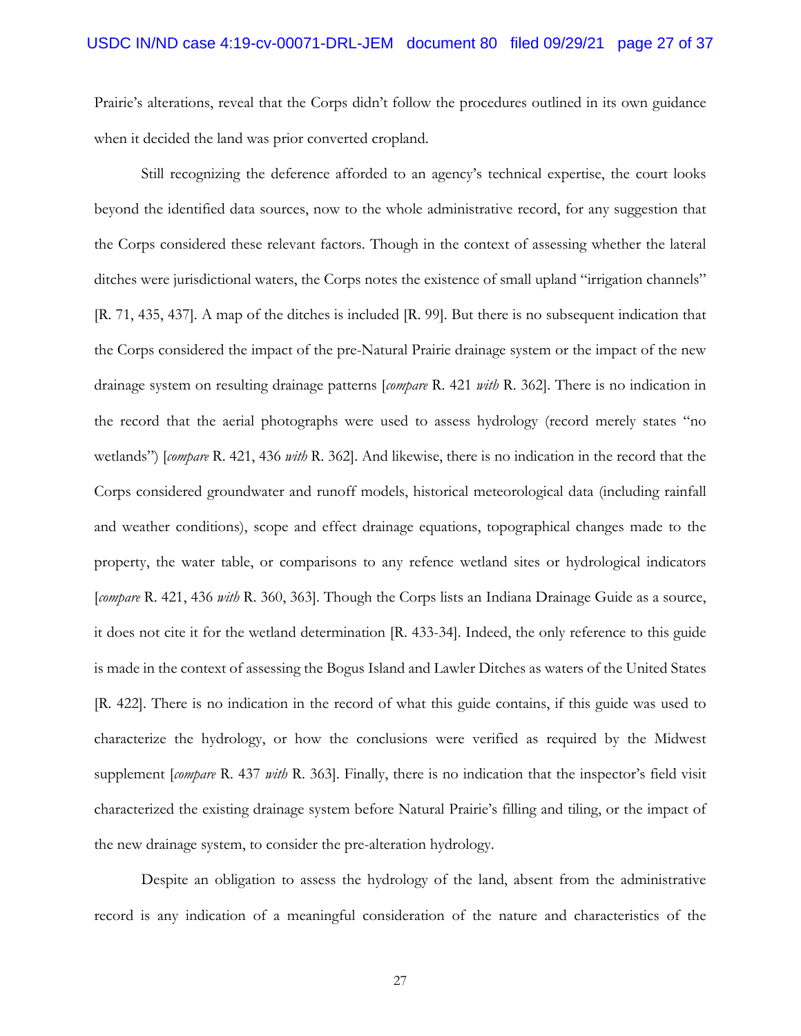Prairie's alterations, reveal that the Corps didn't follow the procedures outlined in its own guidance when it decided the land was prior converted cropland.

Still recognizing the deference afforded to an agency's technical expertise, the court looks beyond the identified data sources, now to the whole administrative record, for any suggestion that the Corps considered these relevant factors. Though in the context of assessing whether the lateral ditches were jurisdictional waters, the Corps notes the existence of small upland "irrigation channels" [R. 71, 435, 437]. A map of the ditches is included [R. 99]. But there is no subsequent indication that the Corps considered the impact of the pre-Natural Prairie drainage system or the impact of the new drainage system on resulting drainage patterns [*compare* R. 421 *with* R. 362]. There is no indication in the record that the aerial photographs were used to assess hydrology (record merely states "no wetlands") [*compare* R. 421, 436 *with* R. 362]. And likewise, there is no indication in the record that the Corps considered groundwater and runoff models, historical meteorological data (including rainfall and weather conditions), scope and effect drainage equations, topographical changes made to the property, the water table, or comparisons to any refence wetland sites or hydrological indicators [*compare* R. 421, 436 *with* R. 360, 363]. Though the Corps lists an Indiana Drainage Guide as a source, it does not cite it for the wetland determination [R. 433-34]. Indeed, the only reference to this guide is made in the context of assessing the Bogus Island and Lawler Ditches as waters of the United States [R. 422]. There is no indication in the record of what this guide contains, if this guide was used to characterize the hydrology, or how the conclusions were verified as required by the Midwest supplement [*compare* R. 437 *with* R. 363]. Finally, there is no indication that the inspector's field visit characterized the existing drainage system before Natural Prairie's filling and tiling, or the impact of the new drainage system, to consider the pre-alteration hydrology.

Despite an obligation to assess the hydrology of the land, absent from the administrative record is any indication of a meaningful consideration of the nature and characteristics of the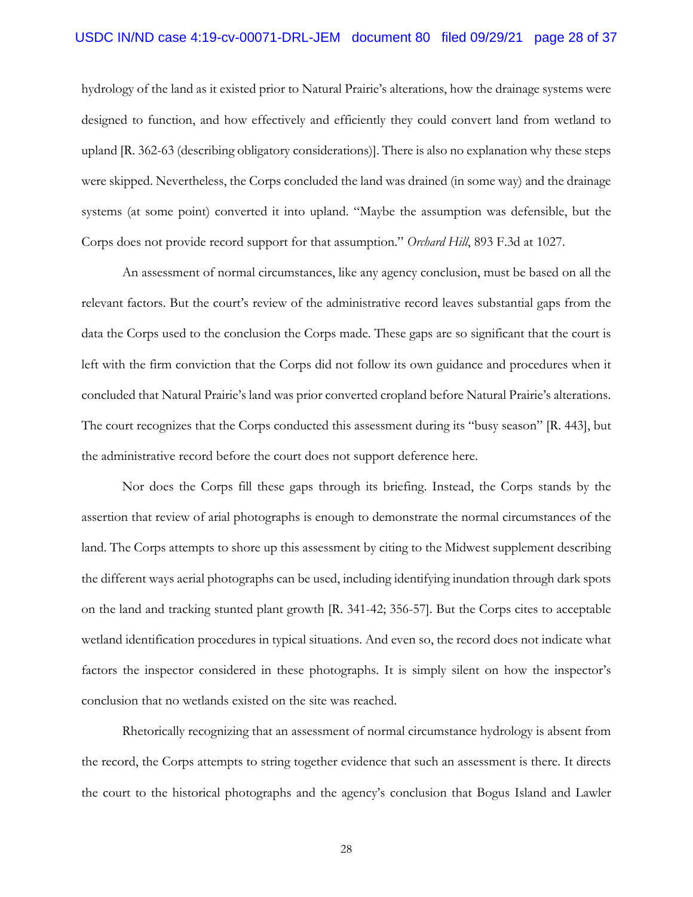hydrology of the land as it existed prior to Natural Prairie's alterations, how the drainage systems were designed to function, and how effectively and efficiently they could convert land from wetland to upland [R. 362-63 (describing obligatory considerations)]. There is also no explanation why these steps were skipped. Nevertheless, the Corps concluded the land was drained (in some way) and the drainage systems (at some point) converted it into upland. "Maybe the assumption was defensible, but the Corps does not provide record support for that assumption." *Orchard Hill*, 893 F.3d at 1027.

An assessment of normal circumstances, like any agency conclusion, must be based on all the relevant factors. But the court's review of the administrative record leaves substantial gaps from the data the Corps used to the conclusion the Corps made. These gaps are so significant that the court is left with the firm conviction that the Corps did not follow its own guidance and procedures when it concluded that Natural Prairie's land was prior converted cropland before Natural Prairie's alterations. The court recognizes that the Corps conducted this assessment during its "busy season" [R. 443], but the administrative record before the court does not support deference here.

Nor does the Corps fill these gaps through its briefing. Instead, the Corps stands by the assertion that review of arial photographs is enough to demonstrate the normal circumstances of the land. The Corps attempts to shore up this assessment by citing to the Midwest supplement describing the different ways aerial photographs can be used, including identifying inundation through dark spots on the land and tracking stunted plant growth [R. 341-42; 356-57]. But the Corps cites to acceptable wetland identification procedures in typical situations. And even so, the record does not indicate what factors the inspector considered in these photographs. It is simply silent on how the inspector's conclusion that no wetlands existed on the site was reached.

Rhetorically recognizing that an assessment of normal circumstance hydrology is absent from the record, the Corps attempts to string together evidence that such an assessment is there. It directs the court to the historical photographs and the agency's conclusion that Bogus Island and Lawler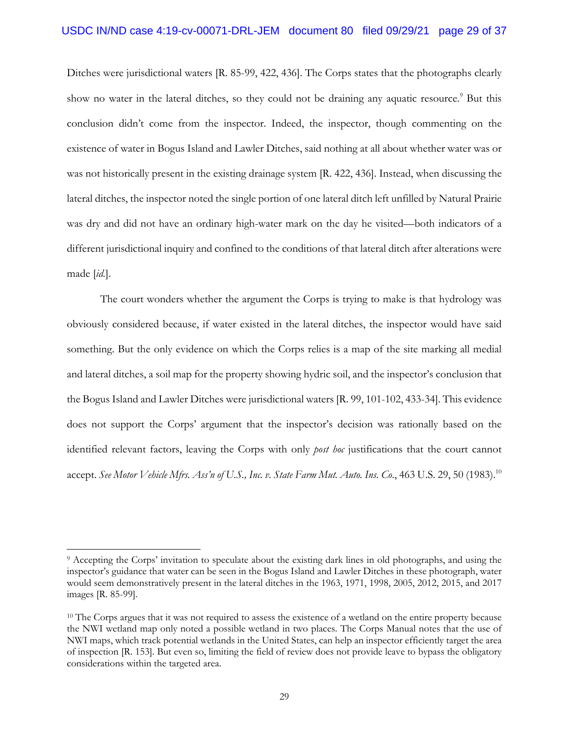Ditches were jurisdictional waters [R. 85-99, 422, 436]. The Corps states that the photographs clearly show no water in the lateral ditches, so they could not be draining any aquatic resource.[9] But this conclusion didn't come from the inspector. Indeed, the inspector, though commenting on the existence of water in Bogus Island and Lawler Ditches, said nothing at all about whether water was or was not historically present in the existing drainage system [R. 422, 436]. Instead, when discussing the lateral ditches, the inspector noted the single portion of one lateral ditch left unfilled by Natural Prairie was dry and did not have an ordinary high-water mark on the day he visited—both indicators of a different jurisdictional inquiry and confined to the conditions of that lateral ditch after alterations were made [*id.*].

The court wonders whether the argument the Corps is trying to make is that hydrology was obviously considered because, if water existed in the lateral ditches, the inspector would have said something. But the only evidence on which the Corps relies is a map of the site marking all medial and lateral ditches, a soil map for the property showing hydric soil, and the inspector's conclusion that the Bogus Island and Lawler Ditches were jurisdictional waters [R. 99, 101-102, 433-34]. This evidence does not support the Corps' argument that the inspector's decision was rationally based on the identified relevant factors, leaving the Corps with only *post hoc* justifications that the court cannot accept. *See Motor Vehicle Mfrs. Ass'n of U.S., Inc. v. State Farm Mut. Auto. Ins. Co.*, 463 U.S. 29, 50 (1983).[10]

---

[9] Accepting the Corps' invitation to speculate about the existing dark lines in old photographs, and using the inspector's guidance that water can be seen in the Bogus Island and Lawler Ditches in these photograph, water would seem demonstratively present in the lateral ditches in the 1963, 1971, 1998, 2005, 2012, 2015, and 2017 images [R. 85-99].

[10] The Corps argues that it was not required to assess the existence of a wetland on the entire property because the NWI wetland map only noted a possible wetland in two places. The Corps Manual notes that the use of NWI maps, which track potential wetlands in the United States, can help an inspector efficiently target the area of inspection [R. 153]. But even so, limiting the field of review does not provide leave to bypass the obligatory considerations within the targeted area.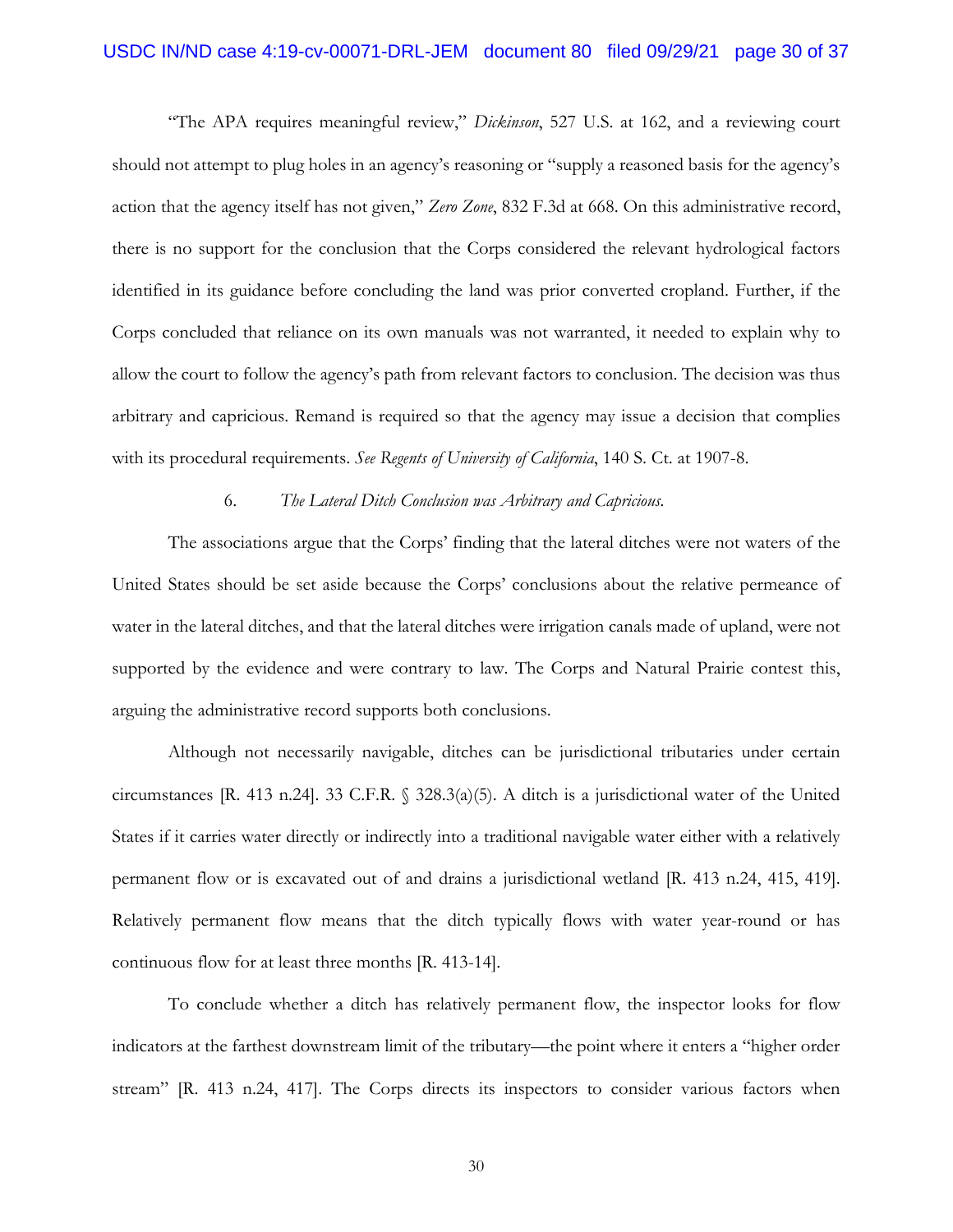"The APA requires meaningful review," *Dickinson*, 527 U.S. at 162, and a reviewing court should not attempt to plug holes in an agency's reasoning or "supply a reasoned basis for the agency's action that the agency itself has not given," *Zero Zone*, 832 F.3d at 668. On this administrative record, there is no support for the conclusion that the Corps considered the relevant hydrological factors identified in its guidance before concluding the land was prior converted cropland. Further, if the Corps concluded that reliance on its own manuals was not warranted, it needed to explain why to allow the court to follow the agency's path from relevant factors to conclusion. The decision was thus arbitrary and capricious. Remand is required so that the agency may issue a decision that complies with its procedural requirements. *See Regents of University of California*, 140 S. Ct. at 1907-8.

6. *The Lateral Ditch Conclusion was Arbitrary and Capricious.*

The associations argue that the Corps' finding that the lateral ditches were not waters of the United States should be set aside because the Corps' conclusions about the relative permeance of water in the lateral ditches, and that the lateral ditches were irrigation canals made of upland, were not supported by the evidence and were contrary to law. The Corps and Natural Prairie contest this, arguing the administrative record supports both conclusions.

Although not necessarily navigable, ditches can be jurisdictional tributaries under certain circumstances [R. 413 n.24]. 33 C.F.R. § 328.3(a)(5). A ditch is a jurisdictional water of the United States if it carries water directly or indirectly into a traditional navigable water either with a relatively permanent flow or is excavated out of and drains a jurisdictional wetland [R. 413 n.24, 415, 419]. Relatively permanent flow means that the ditch typically flows with water year-round or has continuous flow for at least three months [R. 413-14].

To conclude whether a ditch has relatively permanent flow, the inspector looks for flow indicators at the farthest downstream limit of the tributary—the point where it enters a "higher order stream" [R. 413 n.24, 417]. The Corps directs its inspectors to consider various factors when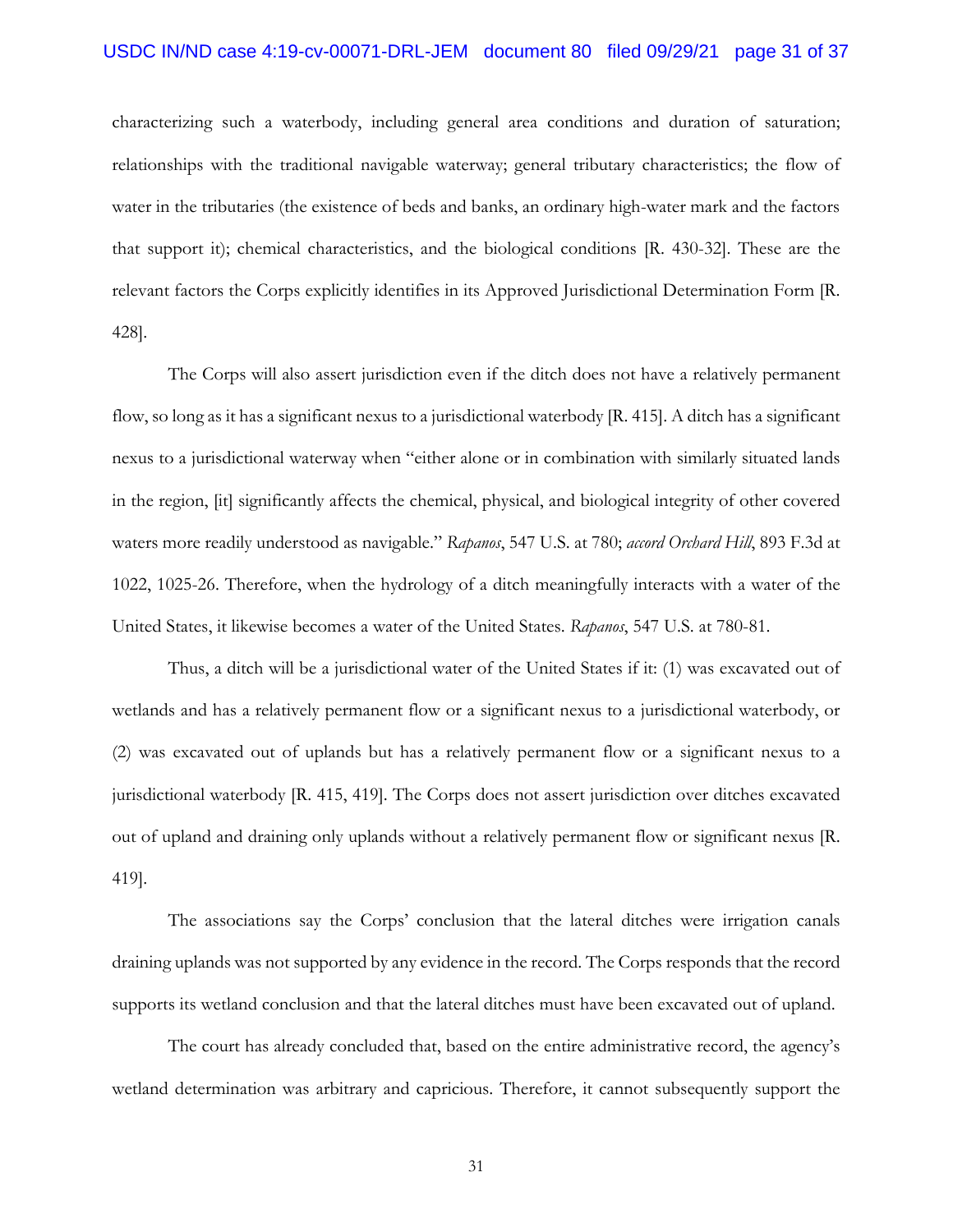characterizing such a waterbody, including general area conditions and duration of saturation; relationships with the traditional navigable waterway; general tributary characteristics; the flow of water in the tributaries (the existence of beds and banks, an ordinary high-water mark and the factors that support it); chemical characteristics, and the biological conditions [R. 430-32]. These are the relevant factors the Corps explicitly identifies in its Approved Jurisdictional Determination Form [R. 428].

The Corps will also assert jurisdiction even if the ditch does not have a relatively permanent flow, so long as it has a significant nexus to a jurisdictional waterbody [R. 415]. A ditch has a significant nexus to a jurisdictional waterway when "either alone or in combination with similarly situated lands in the region, [it] significantly affects the chemical, physical, and biological integrity of other covered waters more readily understood as navigable." *Rapanos*, 547 U.S. at 780; *accord Orchard Hill*, 893 F.3d at 1022, 1025-26. Therefore, when the hydrology of a ditch meaningfully interacts with a water of the United States, it likewise becomes a water of the United States. *Rapanos*, 547 U.S. at 780-81.

Thus, a ditch will be a jurisdictional water of the United States if it: (1) was excavated out of wetlands and has a relatively permanent flow or a significant nexus to a jurisdictional waterbody, or (2) was excavated out of uplands but has a relatively permanent flow or a significant nexus to a jurisdictional waterbody [R. 415, 419]. The Corps does not assert jurisdiction over ditches excavated out of upland and draining only uplands without a relatively permanent flow or significant nexus [R. 419].

The associations say the Corps' conclusion that the lateral ditches were irrigation canals draining uplands was not supported by any evidence in the record. The Corps responds that the record supports its wetland conclusion and that the lateral ditches must have been excavated out of upland.

The court has already concluded that, based on the entire administrative record, the agency's wetland determination was arbitrary and capricious. Therefore, it cannot subsequently support the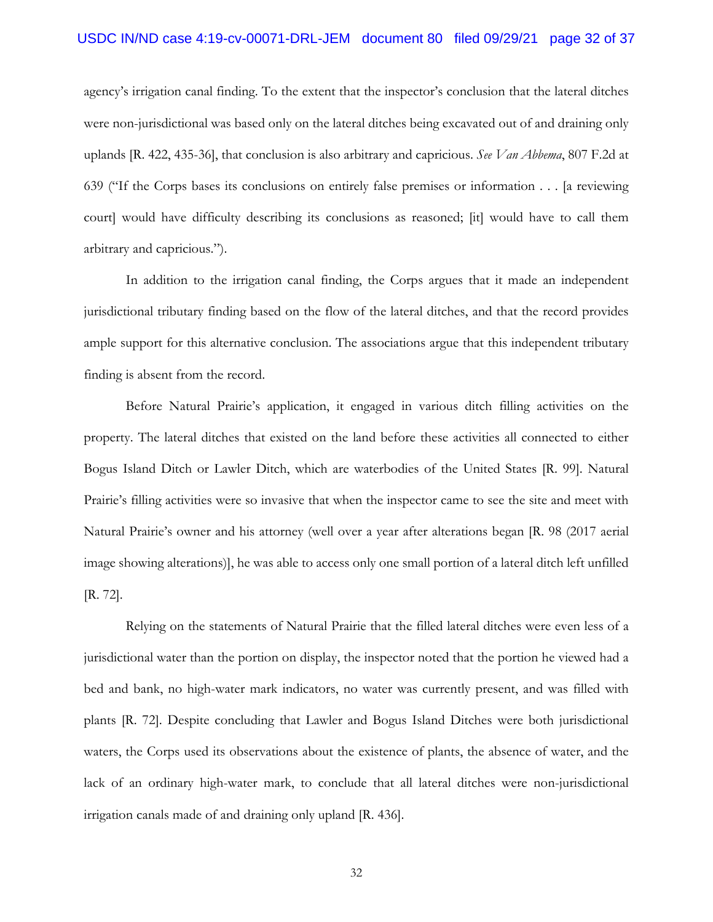agency's irrigation canal finding. To the extent that the inspector's conclusion that the lateral ditches were non-jurisdictional was based only on the lateral ditches being excavated out of and draining only uplands [R. 422, 435-36], that conclusion is also arbitrary and capricious. *See Van Abbema*, 807 F.2d at 639 ("If the Corps bases its conclusions on entirely false premises or information . . . [a reviewing court] would have difficulty describing its conclusions as reasoned; [it] would have to call them arbitrary and capricious.").

In addition to the irrigation canal finding, the Corps argues that it made an independent jurisdictional tributary finding based on the flow of the lateral ditches, and that the record provides ample support for this alternative conclusion. The associations argue that this independent tributary finding is absent from the record.

Before Natural Prairie's application, it engaged in various ditch filling activities on the property. The lateral ditches that existed on the land before these activities all connected to either Bogus Island Ditch or Lawler Ditch, which are waterbodies of the United States [R. 99]. Natural Prairie's filling activities were so invasive that when the inspector came to see the site and meet with Natural Prairie's owner and his attorney (well over a year after alterations began [R. 98 (2017 aerial image showing alterations)], he was able to access only one small portion of a lateral ditch left unfilled [R. 72].

Relying on the statements of Natural Prairie that the filled lateral ditches were even less of a jurisdictional water than the portion on display, the inspector noted that the portion he viewed had a bed and bank, no high-water mark indicators, no water was currently present, and was filled with plants [R. 72]. Despite concluding that Lawler and Bogus Island Ditches were both jurisdictional waters, the Corps used its observations about the existence of plants, the absence of water, and the lack of an ordinary high-water mark, to conclude that all lateral ditches were non-jurisdictional irrigation canals made of and draining only upland [R. 436].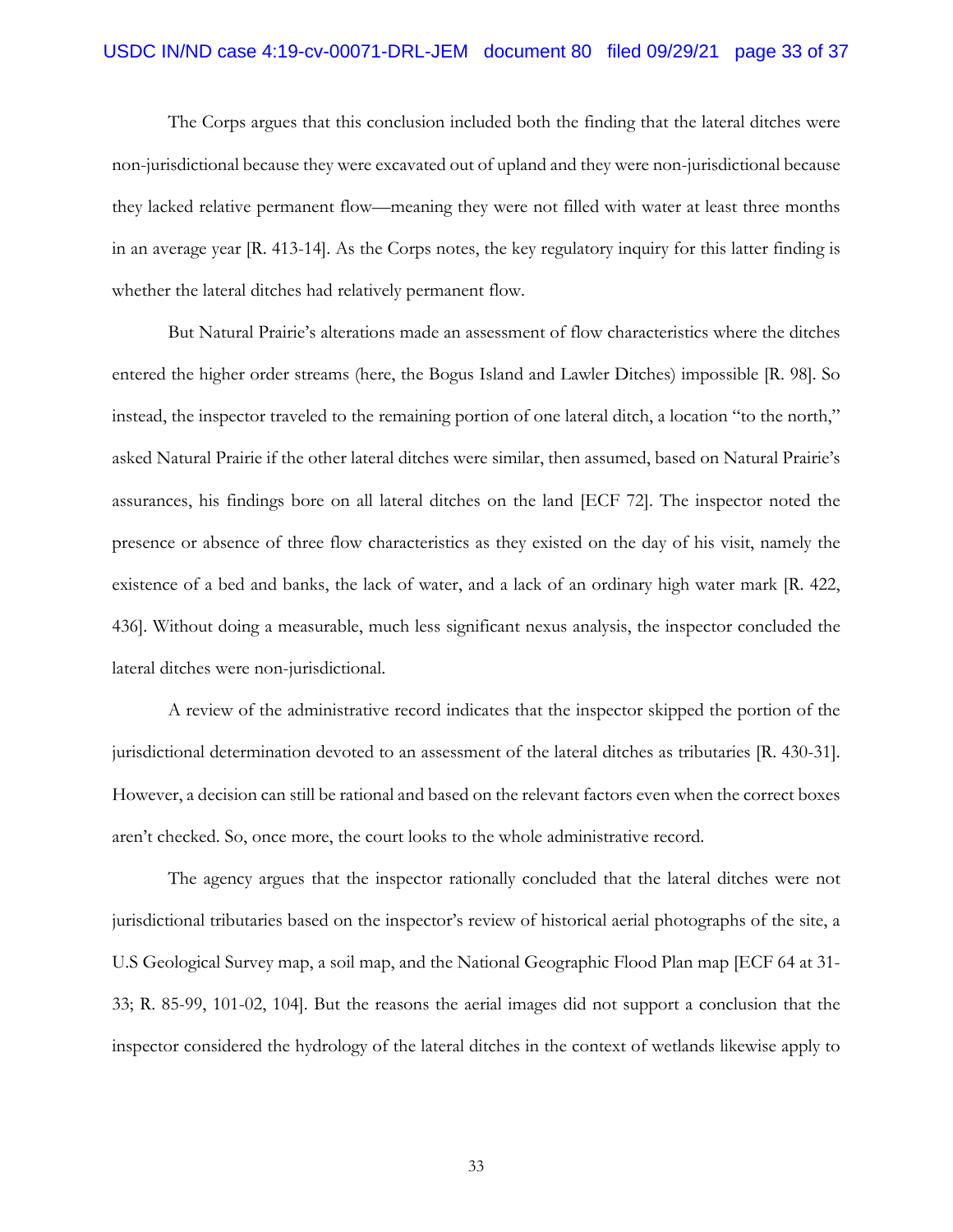The Corps argues that this conclusion included both the finding that the lateral ditches were non-jurisdictional because they were excavated out of upland and they were non-jurisdictional because they lacked relative permanent flow—meaning they were not filled with water at least three months in an average year [R. 413-14]. As the Corps notes, the key regulatory inquiry for this latter finding is whether the lateral ditches had relatively permanent flow.

But Natural Prairie's alterations made an assessment of flow characteristics where the ditches entered the higher order streams (here, the Bogus Island and Lawler Ditches) impossible [R. 98]. So instead, the inspector traveled to the remaining portion of one lateral ditch, a location "to the north," asked Natural Prairie if the other lateral ditches were similar, then assumed, based on Natural Prairie's assurances, his findings bore on all lateral ditches on the land [ECF 72]. The inspector noted the presence or absence of three flow characteristics as they existed on the day of his visit, namely the existence of a bed and banks, the lack of water, and a lack of an ordinary high water mark [R. 422, 436]. Without doing a measurable, much less significant nexus analysis, the inspector concluded the lateral ditches were non-jurisdictional.

A review of the administrative record indicates that the inspector skipped the portion of the jurisdictional determination devoted to an assessment of the lateral ditches as tributaries [R. 430-31]. However, a decision can still be rational and based on the relevant factors even when the correct boxes aren't checked. So, once more, the court looks to the whole administrative record.

The agency argues that the inspector rationally concluded that the lateral ditches were not jurisdictional tributaries based on the inspector's review of historical aerial photographs of the site, a U.S Geological Survey map, a soil map, and the National Geographic Flood Plan map [ECF 64 at 31-33; R. 85-99, 101-02, 104]. But the reasons the aerial images did not support a conclusion that the inspector considered the hydrology of the lateral ditches in the context of wetlands likewise apply to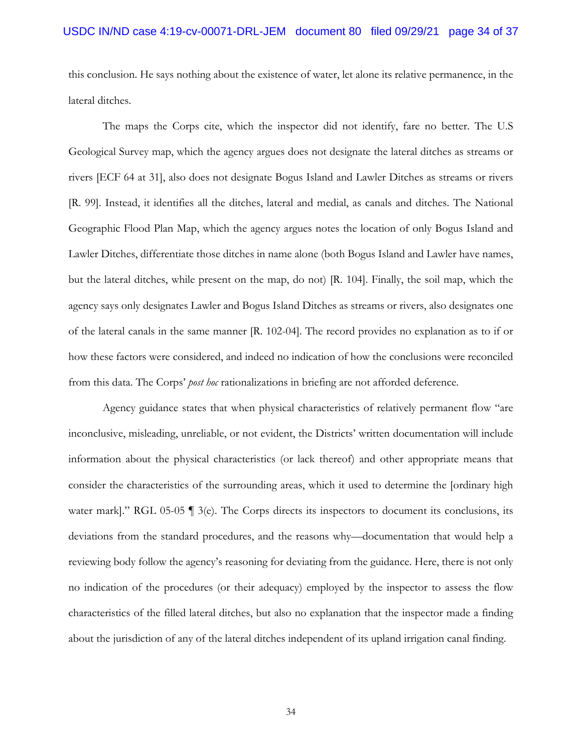this conclusion. He says nothing about the existence of water, let alone its relative permanence, in the lateral ditches.

The maps the Corps cite, which the inspector did not identify, fare no better. The U.S Geological Survey map, which the agency argues does not designate the lateral ditches as streams or rivers [ECF 64 at 31], also does not designate Bogus Island and Lawler Ditches as streams or rivers [R. 99]. Instead, it identifies all the ditches, lateral and medial, as canals and ditches. The National Geographic Flood Plan Map, which the agency argues notes the location of only Bogus Island and Lawler Ditches, differentiate those ditches in name alone (both Bogus Island and Lawler have names, but the lateral ditches, while present on the map, do not) [R. 104]. Finally, the soil map, which the agency says only designates Lawler and Bogus Island Ditches as streams or rivers, also designates one of the lateral canals in the same manner [R. 102-04]. The record provides no explanation as to if or how these factors were considered, and indeed no indication of how the conclusions were reconciled from this data. The Corps' *post hoc* rationalizations in briefing are not afforded deference.

Agency guidance states that when physical characteristics of relatively permanent flow "are inconclusive, misleading, unreliable, or not evident, the Districts' written documentation will include information about the physical characteristics (or lack thereof) and other appropriate means that consider the characteristics of the surrounding areas, which it used to determine the [ordinary high water mark]." RGL 05-05 ¶ 3(e). The Corps directs its inspectors to document its conclusions, its deviations from the standard procedures, and the reasons why—documentation that would help a reviewing body follow the agency's reasoning for deviating from the guidance. Here, there is not only no indication of the procedures (or their adequacy) employed by the inspector to assess the flow characteristics of the filled lateral ditches, but also no explanation that the inspector made a finding about the jurisdiction of any of the lateral ditches independent of its upland irrigation canal finding.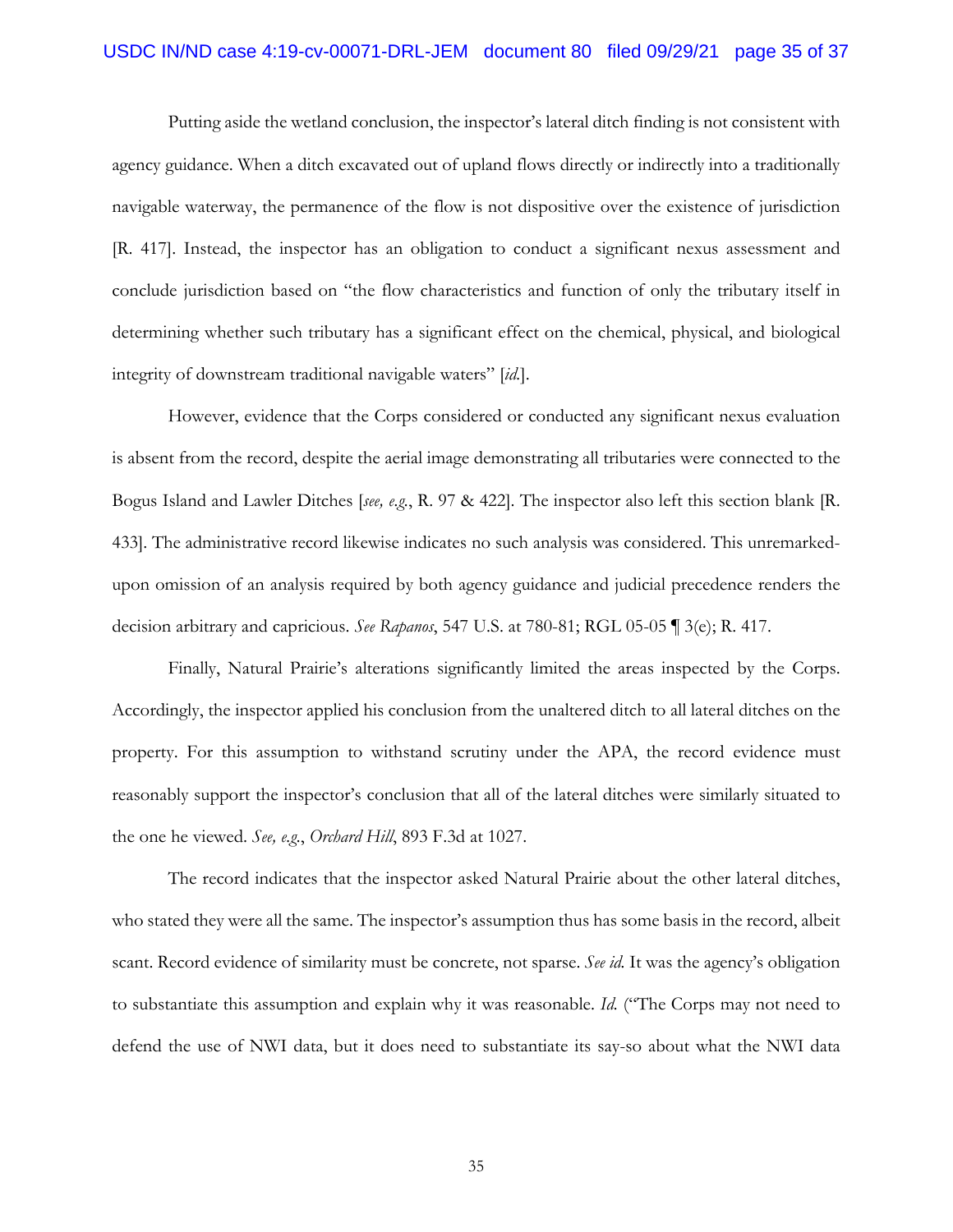Putting aside the wetland conclusion, the inspector's lateral ditch finding is not consistent with agency guidance. When a ditch excavated out of upland flows directly or indirectly into a traditionally navigable waterway, the permanence of the flow is not dispositive over the existence of jurisdiction [R. 417]. Instead, the inspector has an obligation to conduct a significant nexus assessment and conclude jurisdiction based on "the flow characteristics and function of only the tributary itself in determining whether such tributary has a significant effect on the chemical, physical, and biological integrity of downstream traditional navigable waters" [*id.*].

However, evidence that the Corps considered or conducted any significant nexus evaluation is absent from the record, despite the aerial image demonstrating all tributaries were connected to the Bogus Island and Lawler Ditches [*see, e.g.*, R. 97 & 422]. The inspector also left this section blank [R. 433]. The administrative record likewise indicates no such analysis was considered. This unremarked-upon omission of an analysis required by both agency guidance and judicial precedence renders the decision arbitrary and capricious. *See Rapanos*, 547 U.S. at 780-81; RGL 05-05 ¶ 3(e); R. 417.

Finally, Natural Prairie's alterations significantly limited the areas inspected by the Corps. Accordingly, the inspector applied his conclusion from the unaltered ditch to all lateral ditches on the property. For this assumption to withstand scrutiny under the APA, the record evidence must reasonably support the inspector's conclusion that all of the lateral ditches were similarly situated to the one he viewed. *See, e.g.*, *Orchard Hill*, 893 F.3d at 1027.

The record indicates that the inspector asked Natural Prairie about the other lateral ditches, who stated they were all the same. The inspector's assumption thus has some basis in the record, albeit scant. Record evidence of similarity must be concrete, not sparse. *See id.* It was the agency's obligation to substantiate this assumption and explain why it was reasonable. *Id.* ("The Corps may not need to defend the use of NWI data, but it does need to substantiate its say-so about what the NWI data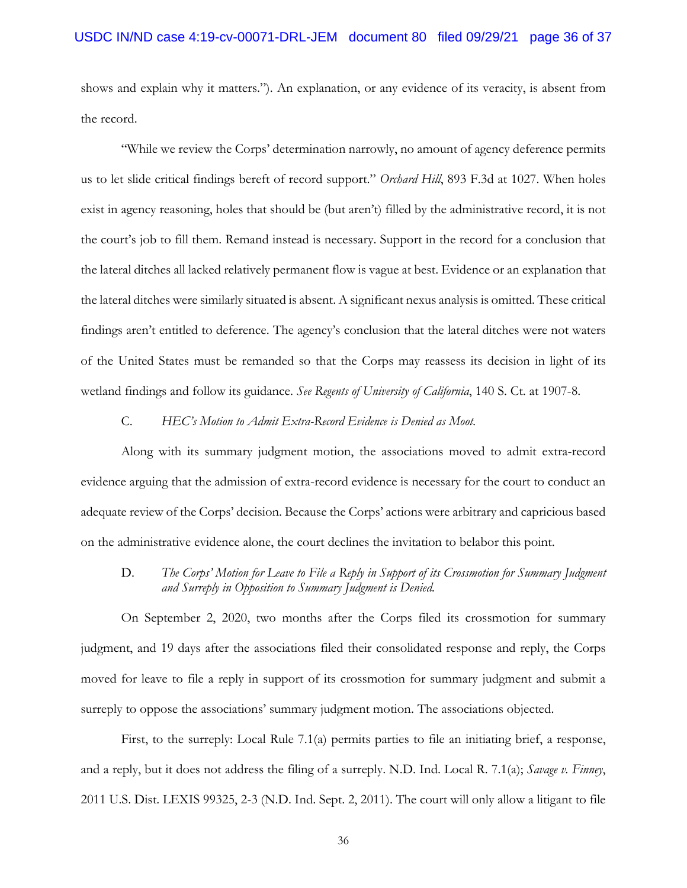shows and explain why it matters."). An explanation, or any evidence of its veracity, is absent from the record.

"While we review the Corps' determination narrowly, no amount of agency deference permits us to let slide critical findings bereft of record support." *Orchard Hill*, 893 F.3d at 1027. When holes exist in agency reasoning, holes that should be (but aren't) filled by the administrative record, it is not the court's job to fill them. Remand instead is necessary. Support in the record for a conclusion that the lateral ditches all lacked relatively permanent flow is vague at best. Evidence or an explanation that the lateral ditches were similarly situated is absent. A significant nexus analysis is omitted. These critical findings aren't entitled to deference. The agency's conclusion that the lateral ditches were not waters of the United States must be remanded so that the Corps may reassess its decision in light of its wetland findings and follow its guidance. *See Regents of University of California*, 140 S. Ct. at 1907-8.

C. *HEC's Motion to Admit Extra-Record Evidence is Denied as Moot.*

Along with its summary judgment motion, the associations moved to admit extra-record evidence arguing that the admission of extra-record evidence is necessary for the court to conduct an adequate review of the Corps' decision. Because the Corps' actions were arbitrary and capricious based on the administrative evidence alone, the court declines the invitation to belabor this point.

D. *The Corps' Motion for Leave to File a Reply in Support of its Crossmotion for Summary Judgment and Surreply in Opposition to Summary Judgment is Denied.*

On September 2, 2020, two months after the Corps filed its crossmotion for summary judgment, and 19 days after the associations filed their consolidated response and reply, the Corps moved for leave to file a reply in support of its crossmotion for summary judgment and submit a surreply to oppose the associations' summary judgment motion. The associations objected.

First, to the surreply: Local Rule 7.1(a) permits parties to file an initiating brief, a response, and a reply, but it does not address the filing of a surreply. N.D. Ind. Local R. 7.1(a); *Savage v. Finney*, 2011 U.S. Dist. LEXIS 99325, 2-3 (N.D. Ind. Sept. 2, 2011). The court will only allow a litigant to file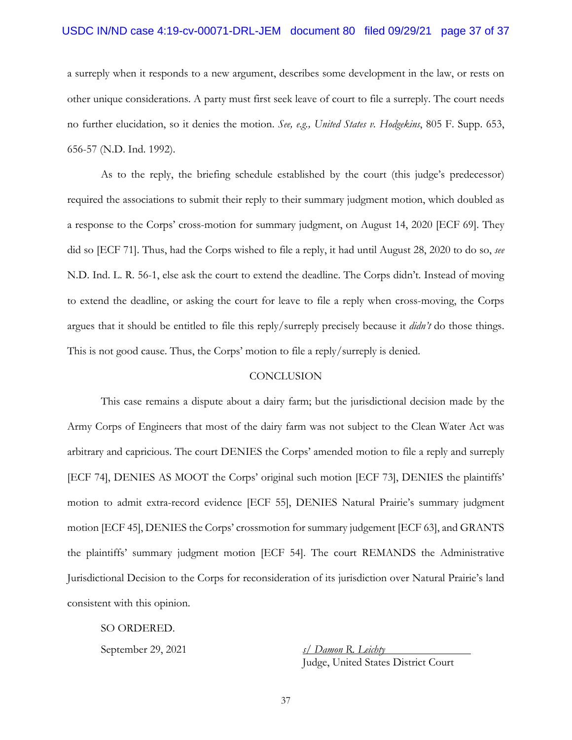a surreply when it responds to a new argument, describes some development in the law, or rests on other unique considerations. A party must first seek leave of court to file a surreply. The court needs no further elucidation, so it denies the motion. *See, e.g., United States v. Hodgekins*, 805 F. Supp. 653, 656-57 (N.D. Ind. 1992).

As to the reply, the briefing schedule established by the court (this judge's predecessor) required the associations to submit their reply to their summary judgment motion, which doubled as a response to the Corps' cross-motion for summary judgment, on August 14, 2020 [ECF 69]. They did so [ECF 71]. Thus, had the Corps wished to file a reply, it had until August 28, 2020 to do so, *see* N.D. Ind. L. R. 56-1, else ask the court to extend the deadline. The Corps didn't. Instead of moving to extend the deadline, or asking the court for leave to file a reply when cross-moving, the Corps argues that it should be entitled to file this reply/surreply precisely because it ***didn't*** do those things. This is not good cause. Thus, the Corps' motion to file a reply/surreply is denied.

## CONCLUSION

This case remains a dispute about a dairy farm; but the jurisdictional decision made by the Army Corps of Engineers that most of the dairy farm was not subject to the Clean Water Act was arbitrary and capricious. The court DENIES the Corps' amended motion to file a reply and surreply [ECF 74], DENIES AS MOOT the Corps' original such motion [ECF 73], DENIES the plaintiffs' motion to admit extra-record evidence [ECF 55], DENIES Natural Prairie's summary judgment motion [ECF 45], DENIES the Corps' crossmotion for summary judgement [ECF 63], and GRANTS the plaintiffs' summary judgment motion [ECF 54]. The court REMANDS the Administrative Jurisdictional Decision to the Corps for reconsideration of its jurisdiction over Natural Prairie's land consistent with this opinion.

SO ORDERED.

September 29, 2021

*s/ Damon R. Leichty*
Judge, United States District Court